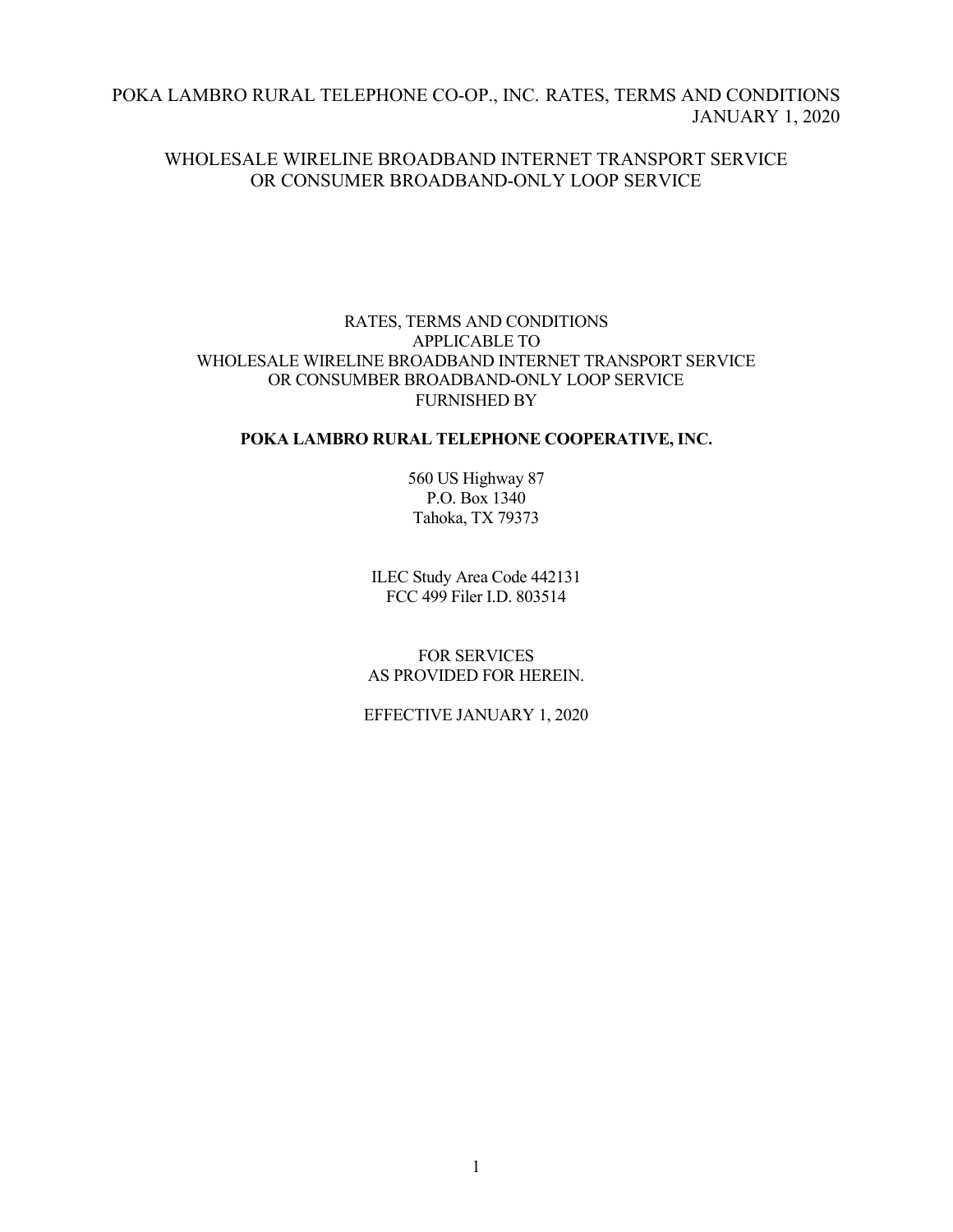POKA LAMBRO RURAL TELEPHONE CO-OP., INC. RATES, TERMS AND CONDITIONS
JANUARY 1, 2020

WHOLESALE WIRELINE BROADBAND INTERNET TRANSPORT SERVICE
OR CONSUMER BROADBAND-ONLY LOOP SERVICE

RATES, TERMS AND CONDITIONS
APPLICABLE TO
WHOLESALE WIRELINE BROADBAND INTERNET TRANSPORT SERVICE
OR CONSUMBER BROADBAND-ONLY LOOP SERVICE
FURNISHED BY

**POKA LAMBRO RURAL TELEPHONE COOPERATIVE, INC.**

560 US Highway 87
P.O. Box 1340
Tahoka, TX 79373

ILEC Study Area Code 442131
FCC 499 Filer I.D. 803514

FOR SERVICES
AS PROVIDED FOR HEREIN.

EFFECTIVE JANUARY 1, 2020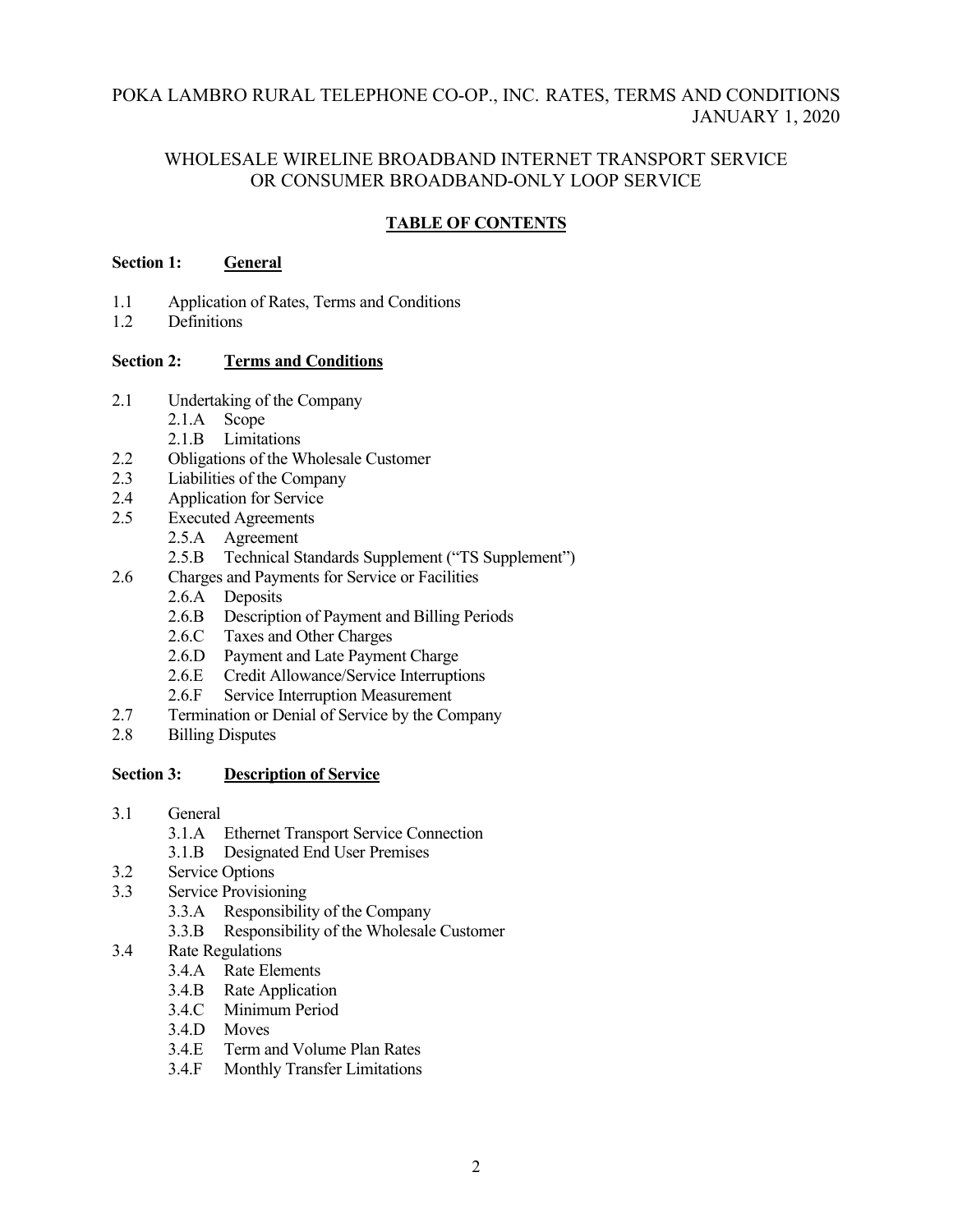POKA LAMBRO RURAL TELEPHONE CO-OP., INC. RATES, TERMS AND CONDITIONS
JANUARY 1, 2020

WHOLESALE WIRELINE BROADBAND INTERNET TRANSPORT SERVICE
OR CONSUMER BROADBAND-ONLY LOOP SERVICE

# TABLE OF CONTENTS

**Section 1: General**

- 1.1 Application of Rates, Terms and Conditions
- 1.2 Definitions

**Section 2: Terms and Conditions**

- 2.1 Undertaking of the Company
  - 2.1.A Scope
  - 2.1.B Limitations
- 2.2 Obligations of the Wholesale Customer
- 2.3 Liabilities of the Company
- 2.4 Application for Service
- 2.5 Executed Agreements
  - 2.5.A Agreement
  - 2.5.B Technical Standards Supplement ("TS Supplement")
- 2.6 Charges and Payments for Service or Facilities
  - 2.6.A Deposits
  - 2.6.B Description of Payment and Billing Periods
  - 2.6.C Taxes and Other Charges
  - 2.6.D Payment and Late Payment Charge
  - 2.6.E Credit Allowance/Service Interruptions
  - 2.6.F Service Interruption Measurement
- 2.7 Termination or Denial of Service by the Company
- 2.8 Billing Disputes

**Section 3: Description of Service**

- 3.1 General
  - 3.1.A Ethernet Transport Service Connection
  - 3.1.B Designated End User Premises
- 3.2 Service Options
- 3.3 Service Provisioning
  - 3.3.A Responsibility of the Company
  - 3.3.B Responsibility of the Wholesale Customer
- 3.4 Rate Regulations
  - 3.4.A Rate Elements
  - 3.4.B Rate Application
  - 3.4.C Minimum Period
  - 3.4.D Moves
  - 3.4.E Term and Volume Plan Rates
  - 3.4.F Monthly Transfer Limitations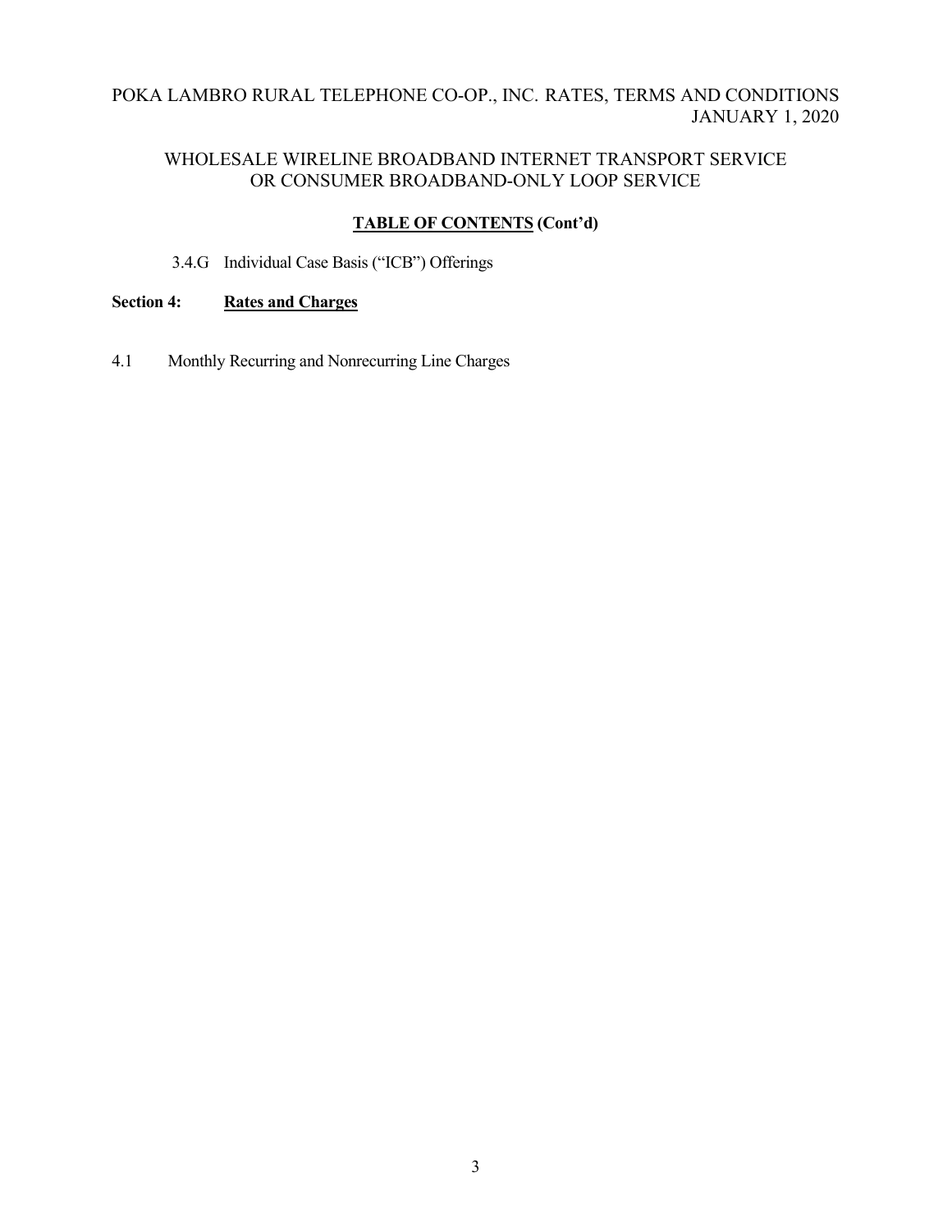# POKA LAMBRO RURAL TELEPHONE CO-OP., INC. RATES, TERMS AND CONDITIONS
JANUARY 1, 2020

## WHOLESALE WIRELINE BROADBAND INTERNET TRANSPORT SERVICE OR CONSUMER BROADBAND-ONLY LOOP SERVICE

### **TABLE OF CONTENTS (Cont'd)**

3.4.G Individual Case Basis ("ICB") Offerings

**Section 4:** **Rates and Charges**

4.1 Monthly Recurring and Nonrecurring Line Charges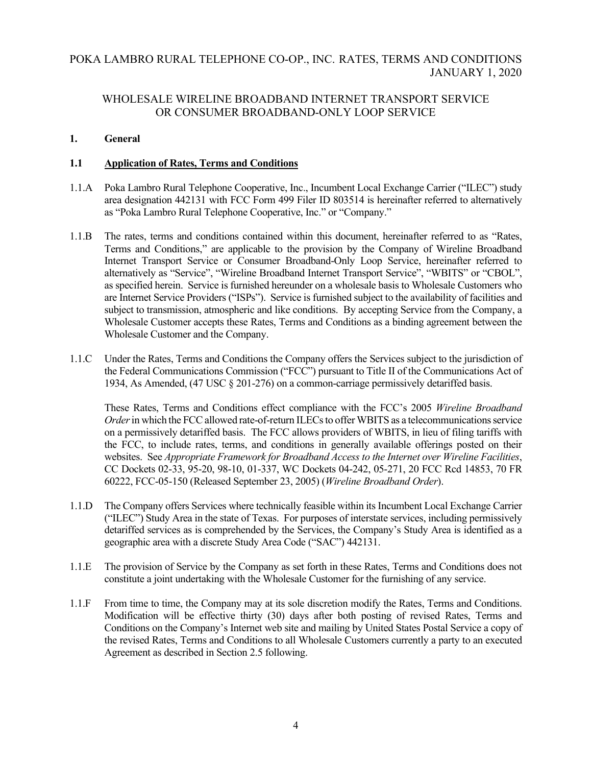POKA LAMBRO RURAL TELEPHONE CO-OP., INC. RATES, TERMS AND CONDITIONS
JANUARY 1, 2020

WHOLESALE WIRELINE BROADBAND INTERNET TRANSPORT SERVICE
OR CONSUMER BROADBAND-ONLY LOOP SERVICE

## 1. General

### 1.1 Application of Rates, Terms and Conditions

1.1.A Poka Lambro Rural Telephone Cooperative, Inc., Incumbent Local Exchange Carrier ("ILEC") study area designation 442131 with FCC Form 499 Filer ID 803514 is hereinafter referred to alternatively as "Poka Lambro Rural Telephone Cooperative, Inc." or "Company."

1.1.B The rates, terms and conditions contained within this document, hereinafter referred to as "Rates, Terms and Conditions," are applicable to the provision by the Company of Wireline Broadband Internet Transport Service or Consumer Broadband-Only Loop Service, hereinafter referred to alternatively as "Service", "Wireline Broadband Internet Transport Service", "WBITS" or "CBOL", as specified herein. Service is furnished hereunder on a wholesale basis to Wholesale Customers who are Internet Service Providers ("ISPs"). Service is furnished subject to the availability of facilities and subject to transmission, atmospheric and like conditions. By accepting Service from the Company, a Wholesale Customer accepts these Rates, Terms and Conditions as a binding agreement between the Wholesale Customer and the Company.

1.1.C Under the Rates, Terms and Conditions the Company offers the Services subject to the jurisdiction of the Federal Communications Commission ("FCC") pursuant to Title II of the Communications Act of 1934, As Amended, (47 USC § 201-276) on a common-carriage permissively detariffed basis.

These Rates, Terms and Conditions effect compliance with the FCC's 2005 *Wireline Broadband Order* in which the FCC allowed rate-of-return ILECs to offer WBITS as a telecommunications service on a permissively detariffed basis. The FCC allows providers of WBITS, in lieu of filing tariffs with the FCC, to include rates, terms, and conditions in generally available offerings posted on their websites. See *Appropriate Framework for Broadband Access to the Internet over Wireline Facilities*, CC Dockets 02-33, 95-20, 98-10, 01-337, WC Dockets 04-242, 05-271, 20 FCC Rcd 14853, 70 FR 60222, FCC-05-150 (Released September 23, 2005) (*Wireline Broadband Order*).

1.1.D The Company offers Services where technically feasible within its Incumbent Local Exchange Carrier ("ILEC") Study Area in the state of Texas. For purposes of interstate services, including permissively detariffed services as is comprehended by the Services, the Company's Study Area is identified as a geographic area with a discrete Study Area Code ("SAC") 442131.

1.1.E The provision of Service by the Company as set forth in these Rates, Terms and Conditions does not constitute a joint undertaking with the Wholesale Customer for the furnishing of any service.

1.1.F From time to time, the Company may at its sole discretion modify the Rates, Terms and Conditions. Modification will be effective thirty (30) days after both posting of revised Rates, Terms and Conditions on the Company's Internet web site and mailing by United States Postal Service a copy of the revised Rates, Terms and Conditions to all Wholesale Customers currently a party to an executed Agreement as described in Section 2.5 following.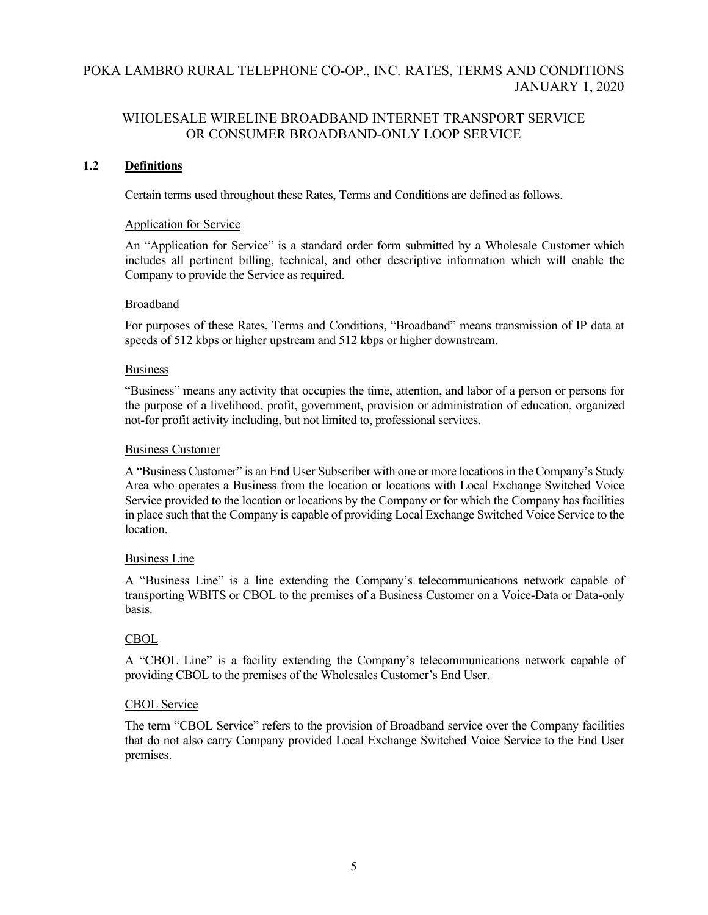## 1.2 Definitions

Certain terms used throughout these Rates, Terms and Conditions are defined as follows.

### Application for Service

An "Application for Service" is a standard order form submitted by a Wholesale Customer which includes all pertinent billing, technical, and other descriptive information which will enable the Company to provide the Service as required.

### Broadband

For purposes of these Rates, Terms and Conditions, "Broadband" means transmission of IP data at speeds of 512 kbps or higher upstream and 512 kbps or higher downstream.

### Business

"Business" means any activity that occupies the time, attention, and labor of a person or persons for the purpose of a livelihood, profit, government, provision or administration of education, organized not-for profit activity including, but not limited to, professional services.

### Business Customer

A "Business Customer" is an End User Subscriber with one or more locations in the Company's Study Area who operates a Business from the location or locations with Local Exchange Switched Voice Service provided to the location or locations by the Company or for which the Company has facilities in place such that the Company is capable of providing Local Exchange Switched Voice Service to the location.

### Business Line

A "Business Line" is a line extending the Company's telecommunications network capable of transporting WBITS or CBOL to the premises of a Business Customer on a Voice-Data or Data-only basis.

### CBOL

A "CBOL Line" is a facility extending the Company's telecommunications network capable of providing CBOL to the premises of the Wholesales Customer's End User.

### CBOL Service

The term "CBOL Service" refers to the provision of Broadband service over the Company facilities that do not also carry Company provided Local Exchange Switched Voice Service to the End User premises.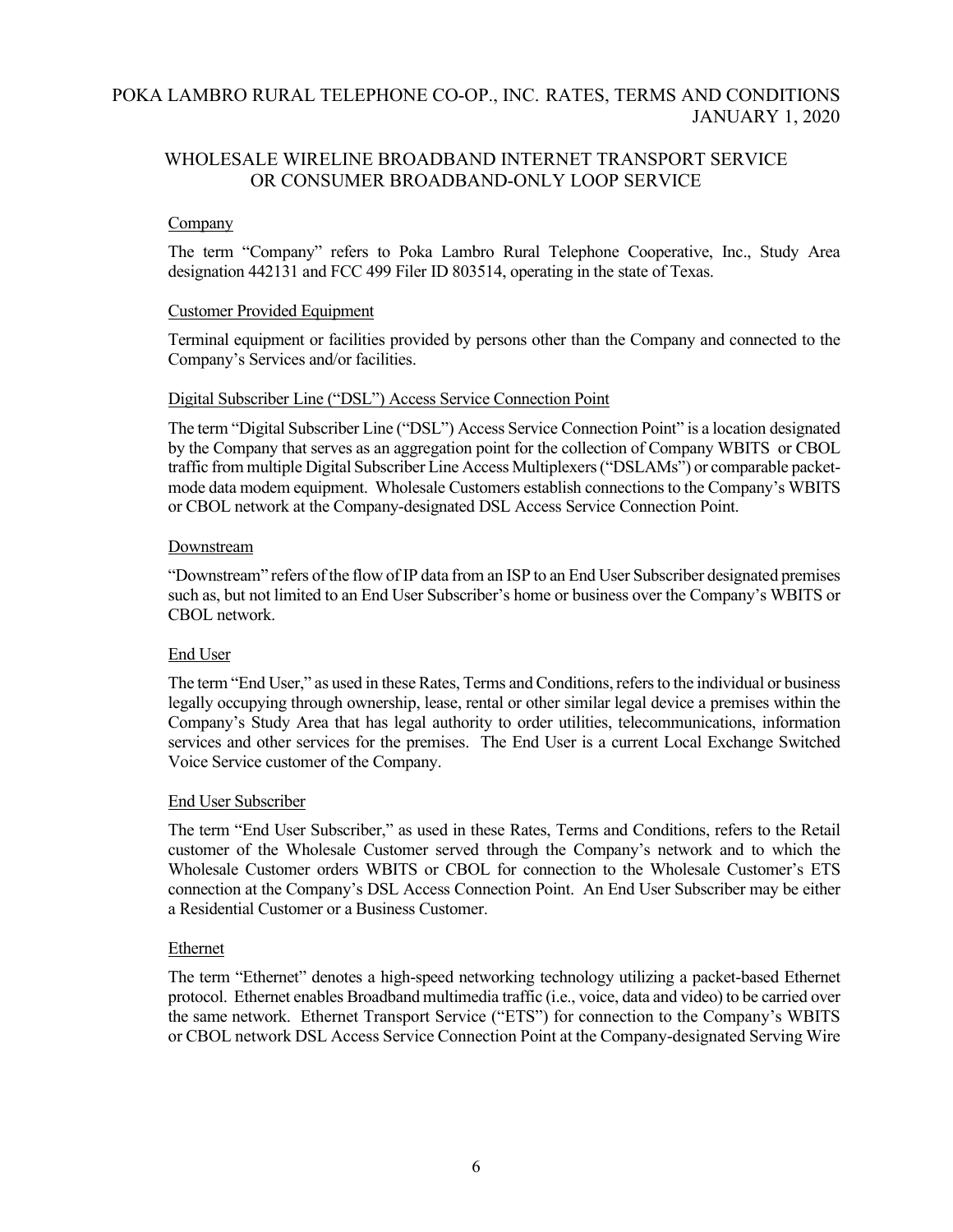WHOLESALE WIRELINE BROADBAND INTERNET TRANSPORT SERVICE OR CONSUMER BROADBAND-ONLY LOOP SERVICE

Company

The term "Company" refers to Poka Lambro Rural Telephone Cooperative, Inc., Study Area designation 442131 and FCC 499 Filer ID 803514, operating in the state of Texas.

Customer Provided Equipment

Terminal equipment or facilities provided by persons other than the Company and connected to the Company's Services and/or facilities.

Digital Subscriber Line ("DSL") Access Service Connection Point

The term "Digital Subscriber Line ("DSL") Access Service Connection Point" is a location designated by the Company that serves as an aggregation point for the collection of Company WBITS or CBOL traffic from multiple Digital Subscriber Line Access Multiplexers ("DSLAMs") or comparable packet-mode data modem equipment. Wholesale Customers establish connections to the Company's WBITS or CBOL network at the Company-designated DSL Access Service Connection Point.

Downstream

"Downstream" refers of the flow of IP data from an ISP to an End User Subscriber designated premises such as, but not limited to an End User Subscriber's home or business over the Company's WBITS or CBOL network.

End User

The term "End User," as used in these Rates, Terms and Conditions, refers to the individual or business legally occupying through ownership, lease, rental or other similar legal device a premises within the Company's Study Area that has legal authority to order utilities, telecommunications, information services and other services for the premises. The End User is a current Local Exchange Switched Voice Service customer of the Company.

End User Subscriber

The term "End User Subscriber," as used in these Rates, Terms and Conditions, refers to the Retail customer of the Wholesale Customer served through the Company's network and to which the Wholesale Customer orders WBITS or CBOL for connection to the Wholesale Customer's ETS connection at the Company's DSL Access Connection Point. An End User Subscriber may be either a Residential Customer or a Business Customer.

Ethernet

The term "Ethernet" denotes a high-speed networking technology utilizing a packet-based Ethernet protocol. Ethernet enables Broadband multimedia traffic (i.e., voice, data and video) to be carried over the same network. Ethernet Transport Service ("ETS") for connection to the Company's WBITS or CBOL network DSL Access Service Connection Point at the Company-designated Serving Wire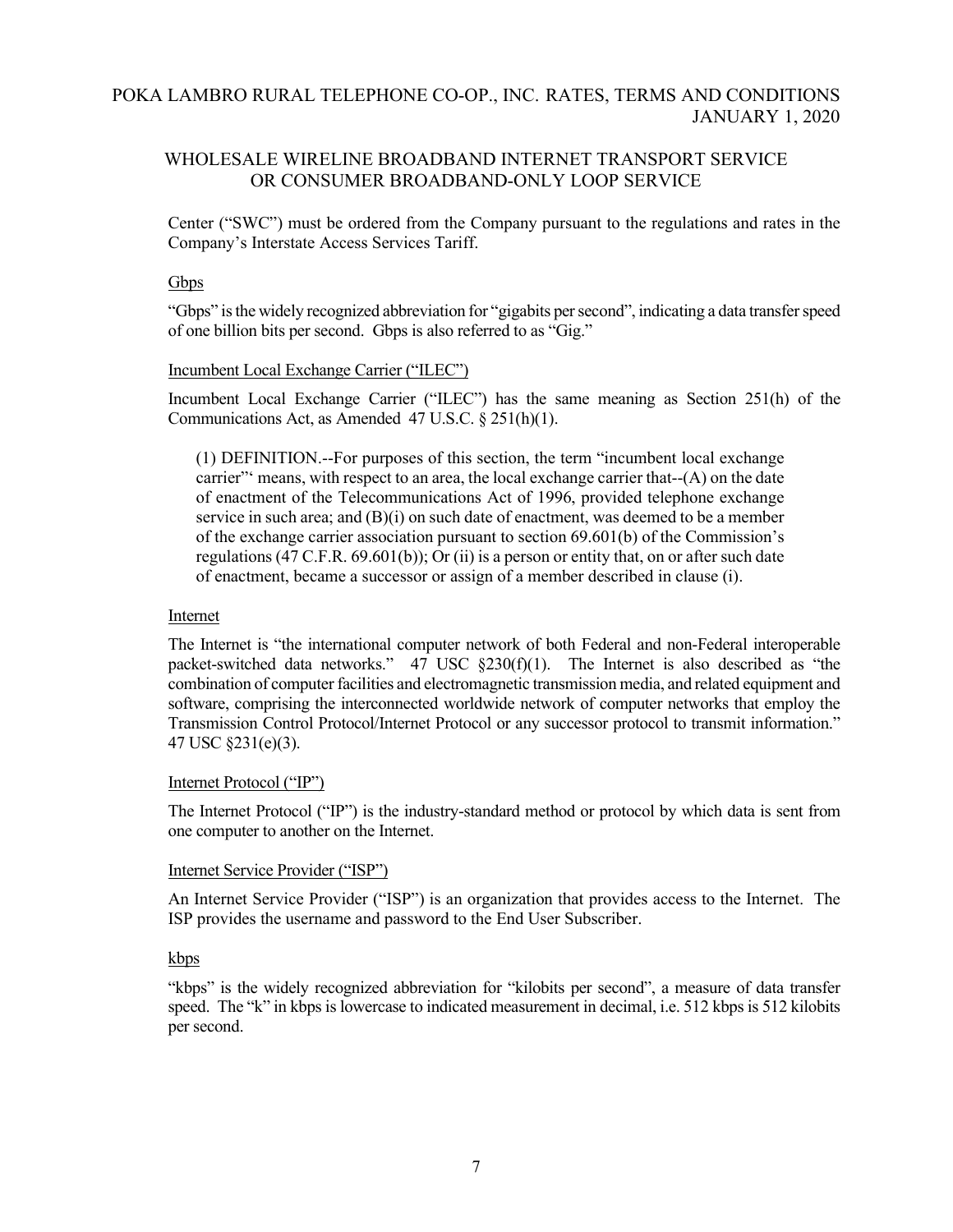Center ("SWC") must be ordered from the Company pursuant to the regulations and rates in the Company's Interstate Access Services Tariff.

Gbps

"Gbps" is the widely recognized abbreviation for "gigabits per second", indicating a data transfer speed of one billion bits per second. Gbps is also referred to as "Gig."

Incumbent Local Exchange Carrier ("ILEC")

Incumbent Local Exchange Carrier ("ILEC") has the same meaning as Section 251(h) of the Communications Act, as Amended 47 U.S.C. § 251(h)(1).

> (1) DEFINITION.--For purposes of this section, the term "incumbent local exchange carrier"' means, with respect to an area, the local exchange carrier that--(A) on the date of enactment of the Telecommunications Act of 1996, provided telephone exchange service in such area; and (B)(i) on such date of enactment, was deemed to be a member of the exchange carrier association pursuant to section 69.601(b) of the Commission's regulations (47 C.F.R. 69.601(b)); Or (ii) is a person or entity that, on or after such date of enactment, became a successor or assign of a member described in clause (i).

Internet

The Internet is "the international computer network of both Federal and non-Federal interoperable packet-switched data networks." 47 USC §230(f)(1). The Internet is also described as "the combination of computer facilities and electromagnetic transmission media, and related equipment and software, comprising the interconnected worldwide network of computer networks that employ the Transmission Control Protocol/Internet Protocol or any successor protocol to transmit information." 47 USC §231(e)(3).

Internet Protocol ("IP")

The Internet Protocol ("IP") is the industry-standard method or protocol by which data is sent from one computer to another on the Internet.

Internet Service Provider ("ISP")

An Internet Service Provider ("ISP") is an organization that provides access to the Internet. The ISP provides the username and password to the End User Subscriber.

kbps

"kbps" is the widely recognized abbreviation for "kilobits per second", a measure of data transfer speed. The "k" in kbps is lowercase to indicated measurement in decimal, i.e. 512 kbps is 512 kilobits per second.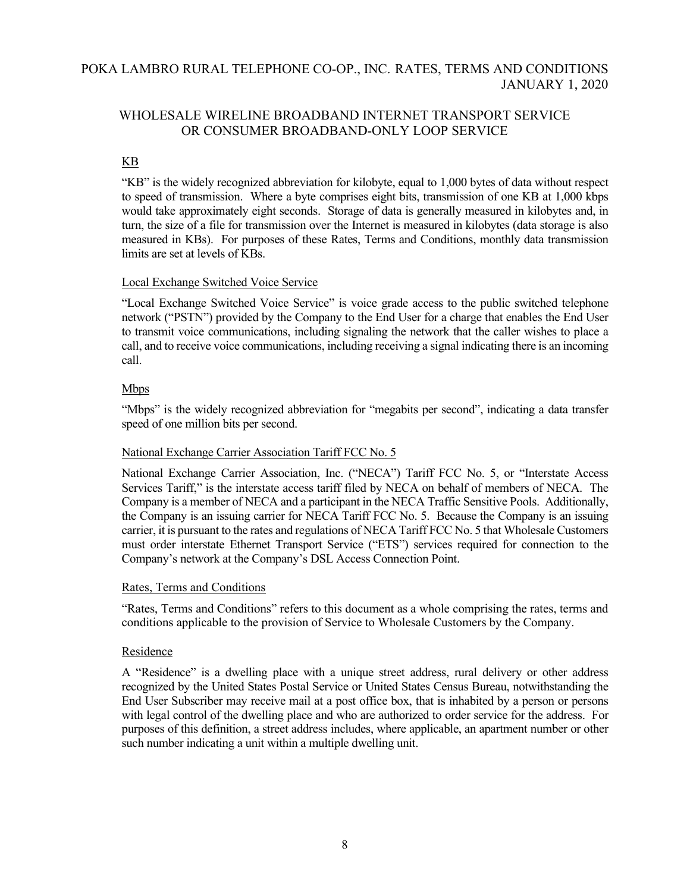### KB

"KB" is the widely recognized abbreviation for kilobyte, equal to 1,000 bytes of data without respect to speed of transmission. Where a byte comprises eight bits, transmission of one KB at 1,000 kbps would take approximately eight seconds. Storage of data is generally measured in kilobytes and, in turn, the size of a file for transmission over the Internet is measured in kilobytes (data storage is also measured in KBs). For purposes of these Rates, Terms and Conditions, monthly data transmission limits are set at levels of KBs.

### Local Exchange Switched Voice Service

"Local Exchange Switched Voice Service" is voice grade access to the public switched telephone network ("PSTN") provided by the Company to the End User for a charge that enables the End User to transmit voice communications, including signaling the network that the caller wishes to place a call, and to receive voice communications, including receiving a signal indicating there is an incoming call.

### Mbps

"Mbps" is the widely recognized abbreviation for "megabits per second", indicating a data transfer speed of one million bits per second.

### National Exchange Carrier Association Tariff FCC No. 5

National Exchange Carrier Association, Inc. ("NECA") Tariff FCC No. 5, or "Interstate Access Services Tariff," is the interstate access tariff filed by NECA on behalf of members of NECA. The Company is a member of NECA and a participant in the NECA Traffic Sensitive Pools. Additionally, the Company is an issuing carrier for NECA Tariff FCC No. 5. Because the Company is an issuing carrier, it is pursuant to the rates and regulations of NECA Tariff FCC No. 5 that Wholesale Customers must order interstate Ethernet Transport Service ("ETS") services required for connection to the Company's network at the Company's DSL Access Connection Point.

### Rates, Terms and Conditions

"Rates, Terms and Conditions" refers to this document as a whole comprising the rates, terms and conditions applicable to the provision of Service to Wholesale Customers by the Company.

### Residence

A "Residence" is a dwelling place with a unique street address, rural delivery or other address recognized by the United States Postal Service or United States Census Bureau, notwithstanding the End User Subscriber may receive mail at a post office box, that is inhabited by a person or persons with legal control of the dwelling place and who are authorized to order service for the address. For purposes of this definition, a street address includes, where applicable, an apartment number or other such number indicating a unit within a multiple dwelling unit.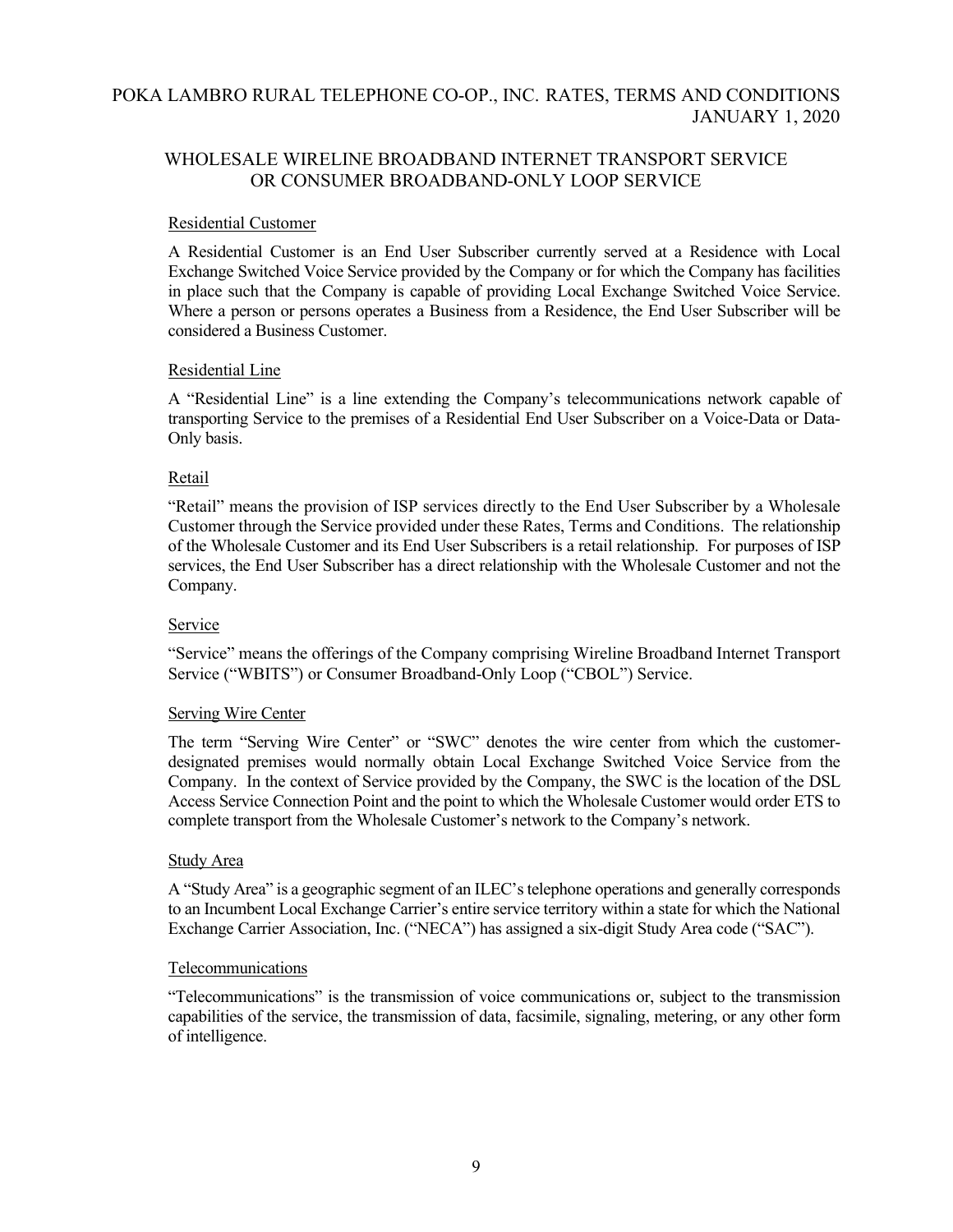WHOLESALE WIRELINE BROADBAND INTERNET TRANSPORT SERVICE OR CONSUMER BROADBAND-ONLY LOOP SERVICE

Residential Customer

A Residential Customer is an End User Subscriber currently served at a Residence with Local Exchange Switched Voice Service provided by the Company or for which the Company has facilities in place such that the Company is capable of providing Local Exchange Switched Voice Service. Where a person or persons operates a Business from a Residence, the End User Subscriber will be considered a Business Customer.

Residential Line

A "Residential Line" is a line extending the Company's telecommunications network capable of transporting Service to the premises of a Residential End User Subscriber on a Voice-Data or Data-Only basis.

Retail

"Retail" means the provision of ISP services directly to the End User Subscriber by a Wholesale Customer through the Service provided under these Rates, Terms and Conditions. The relationship of the Wholesale Customer and its End User Subscribers is a retail relationship. For purposes of ISP services, the End User Subscriber has a direct relationship with the Wholesale Customer and not the Company.

Service

"Service" means the offerings of the Company comprising Wireline Broadband Internet Transport Service ("WBITS") or Consumer Broadband-Only Loop ("CBOL") Service.

Serving Wire Center

The term "Serving Wire Center" or "SWC" denotes the wire center from which the customer-designated premises would normally obtain Local Exchange Switched Voice Service from the Company. In the context of Service provided by the Company, the SWC is the location of the DSL Access Service Connection Point and the point to which the Wholesale Customer would order ETS to complete transport from the Wholesale Customer's network to the Company's network.

Study Area

A "Study Area" is a geographic segment of an ILEC's telephone operations and generally corresponds to an Incumbent Local Exchange Carrier's entire service territory within a state for which the National Exchange Carrier Association, Inc. ("NECA") has assigned a six-digit Study Area code ("SAC").

Telecommunications

"Telecommunications" is the transmission of voice communications or, subject to the transmission capabilities of the service, the transmission of data, facsimile, signaling, metering, or any other form of intelligence.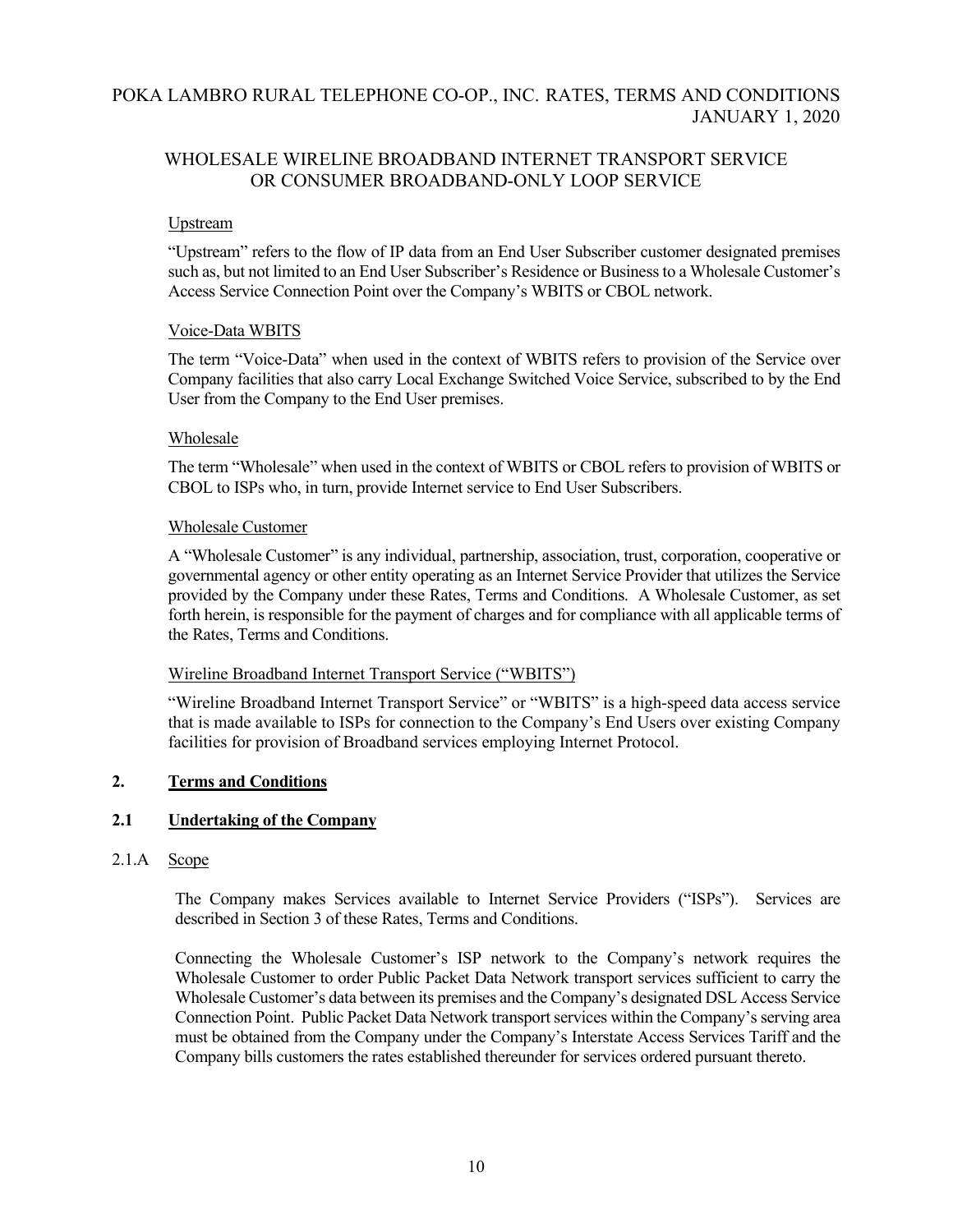Upstream

"Upstream" refers to the flow of IP data from an End User Subscriber customer designated premises such as, but not limited to an End User Subscriber's Residence or Business to a Wholesale Customer's Access Service Connection Point over the Company's WBITS or CBOL network.

Voice-Data WBITS

The term "Voice-Data" when used in the context of WBITS refers to provision of the Service over Company facilities that also carry Local Exchange Switched Voice Service, subscribed to by the End User from the Company to the End User premises.

Wholesale

The term "Wholesale" when used in the context of WBITS or CBOL refers to provision of WBITS or CBOL to ISPs who, in turn, provide Internet service to End User Subscribers.

Wholesale Customer

A "Wholesale Customer" is any individual, partnership, association, trust, corporation, cooperative or governmental agency or other entity operating as an Internet Service Provider that utilizes the Service provided by the Company under these Rates, Terms and Conditions. A Wholesale Customer, as set forth herein, is responsible for the payment of charges and for compliance with all applicable terms of the Rates, Terms and Conditions.

Wireline Broadband Internet Transport Service ("WBITS")

"Wireline Broadband Internet Transport Service" or "WBITS" is a high-speed data access service that is made available to ISPs for connection to the Company's End Users over existing Company facilities for provision of Broadband services employing Internet Protocol.

## 2. Terms and Conditions

### 2.1 Undertaking of the Company

2.1.A Scope

The Company makes Services available to Internet Service Providers ("ISPs"). Services are described in Section 3 of these Rates, Terms and Conditions.

Connecting the Wholesale Customer's ISP network to the Company's network requires the Wholesale Customer to order Public Packet Data Network transport services sufficient to carry the Wholesale Customer's data between its premises and the Company's designated DSL Access Service Connection Point. Public Packet Data Network transport services within the Company's serving area must be obtained from the Company under the Company's Interstate Access Services Tariff and the Company bills customers the rates established thereunder for services ordered pursuant thereto.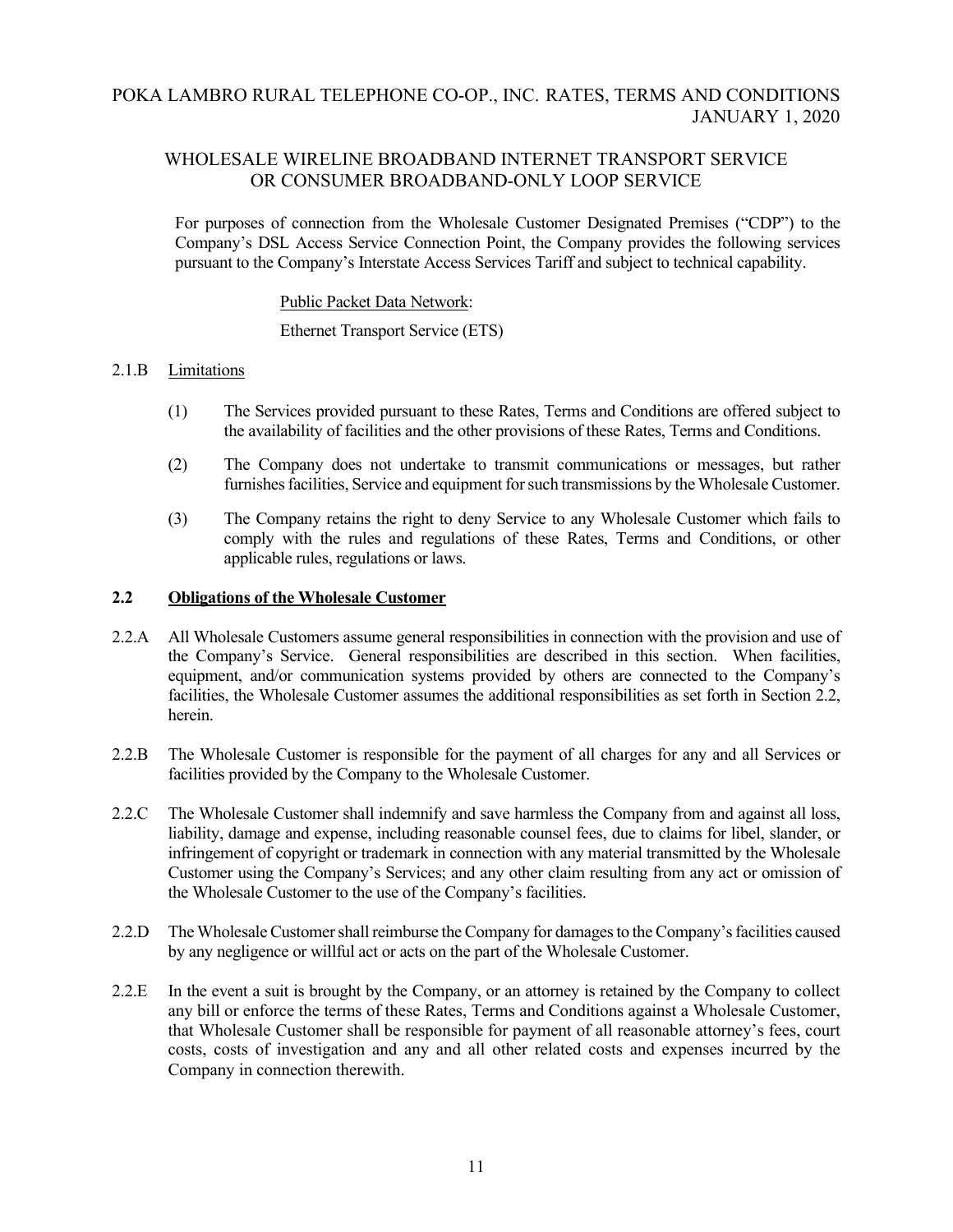WHOLESALE WIRELINE BROADBAND INTERNET TRANSPORT SERVICE OR CONSUMER BROADBAND-ONLY LOOP SERVICE

For purposes of connection from the Wholesale Customer Designated Premises ("CDP") to the Company's DSL Access Service Connection Point, the Company provides the following services pursuant to the Company's Interstate Access Services Tariff and subject to technical capability.

Public Packet Data Network:

Ethernet Transport Service (ETS)

2.1.B Limitations

(1) The Services provided pursuant to these Rates, Terms and Conditions are offered subject to the availability of facilities and the other provisions of these Rates, Terms and Conditions.

(2) The Company does not undertake to transmit communications or messages, but rather furnishes facilities, Service and equipment for such transmissions by the Wholesale Customer.

(3) The Company retains the right to deny Service to any Wholesale Customer which fails to comply with the rules and regulations of these Rates, Terms and Conditions, or other applicable rules, regulations or laws.

## 2.2 Obligations of the Wholesale Customer

2.2.A All Wholesale Customers assume general responsibilities in connection with the provision and use of the Company's Service. General responsibilities are described in this section. When facilities, equipment, and/or communication systems provided by others are connected to the Company's facilities, the Wholesale Customer assumes the additional responsibilities as set forth in Section 2.2, herein.

2.2.B The Wholesale Customer is responsible for the payment of all charges for any and all Services or facilities provided by the Company to the Wholesale Customer.

2.2.C The Wholesale Customer shall indemnify and save harmless the Company from and against all loss, liability, damage and expense, including reasonable counsel fees, due to claims for libel, slander, or infringement of copyright or trademark in connection with any material transmitted by the Wholesale Customer using the Company's Services; and any other claim resulting from any act or omission of the Wholesale Customer to the use of the Company's facilities.

2.2.D The Wholesale Customer shall reimburse the Company for damages to the Company's facilities caused by any negligence or willful act or acts on the part of the Wholesale Customer.

2.2.E In the event a suit is brought by the Company, or an attorney is retained by the Company to collect any bill or enforce the terms of these Rates, Terms and Conditions against a Wholesale Customer, that Wholesale Customer shall be responsible for payment of all reasonable attorney's fees, court costs, costs of investigation and any and all other related costs and expenses incurred by the Company in connection therewith.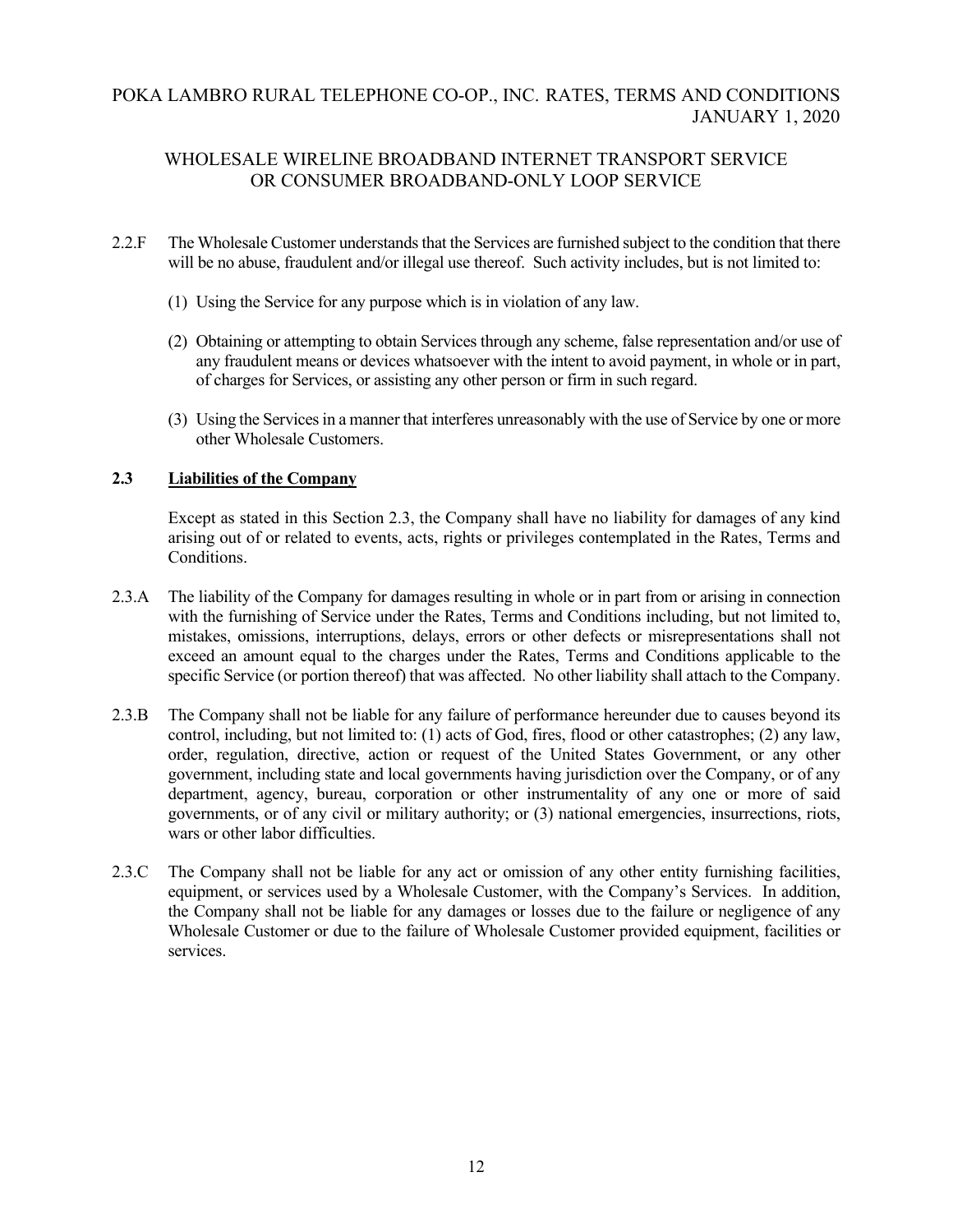2.2.F The Wholesale Customer understands that the Services are furnished subject to the condition that there will be no abuse, fraudulent and/or illegal use thereof. Such activity includes, but is not limited to:

(1) Using the Service for any purpose which is in violation of any law.

(2) Obtaining or attempting to obtain Services through any scheme, false representation and/or use of any fraudulent means or devices whatsoever with the intent to avoid payment, in whole or in part, of charges for Services, or assisting any other person or firm in such regard.

(3) Using the Services in a manner that interferes unreasonably with the use of Service by one or more other Wholesale Customers.

## 2.3 Liabilities of the Company

Except as stated in this Section 2.3, the Company shall have no liability for damages of any kind arising out of or related to events, acts, rights or privileges contemplated in the Rates, Terms and Conditions.

2.3.A The liability of the Company for damages resulting in whole or in part from or arising in connection with the furnishing of Service under the Rates, Terms and Conditions including, but not limited to, mistakes, omissions, interruptions, delays, errors or other defects or misrepresentations shall not exceed an amount equal to the charges under the Rates, Terms and Conditions applicable to the specific Service (or portion thereof) that was affected. No other liability shall attach to the Company.

2.3.B The Company shall not be liable for any failure of performance hereunder due to causes beyond its control, including, but not limited to: (1) acts of God, fires, flood or other catastrophes; (2) any law, order, regulation, directive, action or request of the United States Government, or any other government, including state and local governments having jurisdiction over the Company, or of any department, agency, bureau, corporation or other instrumentality of any one or more of said governments, or of any civil or military authority; or (3) national emergencies, insurrections, riots, wars or other labor difficulties.

2.3.C The Company shall not be liable for any act or omission of any other entity furnishing facilities, equipment, or services used by a Wholesale Customer, with the Company's Services. In addition, the Company shall not be liable for any damages or losses due to the failure or negligence of any Wholesale Customer or due to the failure of Wholesale Customer provided equipment, facilities or services.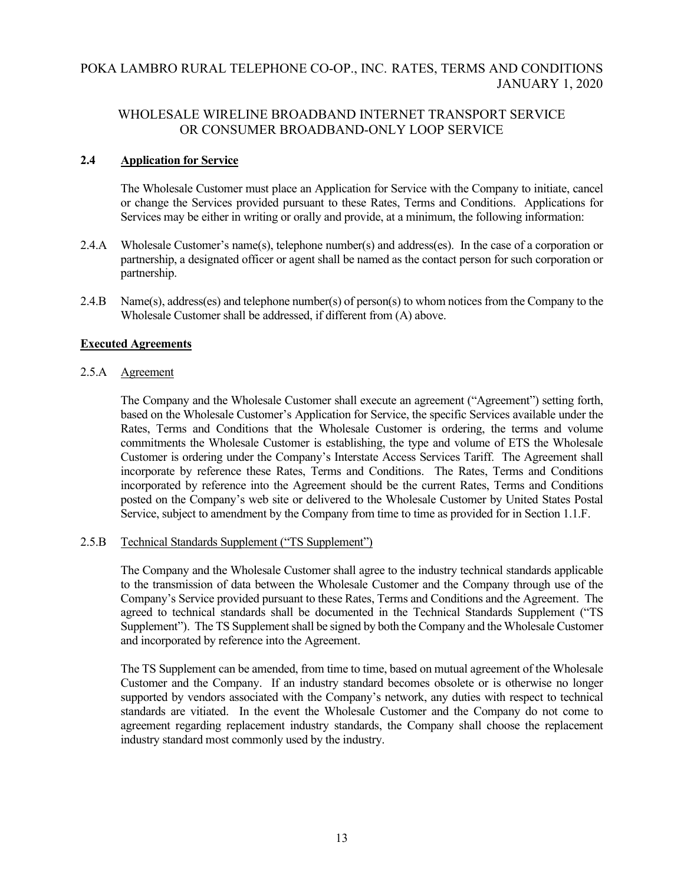## 2.4 Application for Service

The Wholesale Customer must place an Application for Service with the Company to initiate, cancel or change the Services provided pursuant to these Rates, Terms and Conditions. Applications for Services may be either in writing or orally and provide, at a minimum, the following information:

2.4.A Wholesale Customer's name(s), telephone number(s) and address(es). In the case of a corporation or partnership, a designated officer or agent shall be named as the contact person for such corporation or partnership.

2.4.B Name(s), address(es) and telephone number(s) of person(s) to whom notices from the Company to the Wholesale Customer shall be addressed, if different from (A) above.

## Executed Agreements

2.5.A Agreement

The Company and the Wholesale Customer shall execute an agreement ("Agreement") setting forth, based on the Wholesale Customer's Application for Service, the specific Services available under the Rates, Terms and Conditions that the Wholesale Customer is ordering, the terms and volume commitments the Wholesale Customer is establishing, the type and volume of ETS the Wholesale Customer is ordering under the Company's Interstate Access Services Tariff. The Agreement shall incorporate by reference these Rates, Terms and Conditions. The Rates, Terms and Conditions incorporated by reference into the Agreement should be the current Rates, Terms and Conditions posted on the Company's web site or delivered to the Wholesale Customer by United States Postal Service, subject to amendment by the Company from time to time as provided for in Section 1.1.F.

2.5.B Technical Standards Supplement ("TS Supplement")

The Company and the Wholesale Customer shall agree to the industry technical standards applicable to the transmission of data between the Wholesale Customer and the Company through use of the Company's Service provided pursuant to these Rates, Terms and Conditions and the Agreement. The agreed to technical standards shall be documented in the Technical Standards Supplement ("TS Supplement"). The TS Supplement shall be signed by both the Company and the Wholesale Customer and incorporated by reference into the Agreement.

The TS Supplement can be amended, from time to time, based on mutual agreement of the Wholesale Customer and the Company. If an industry standard becomes obsolete or is otherwise no longer supported by vendors associated with the Company's network, any duties with respect to technical standards are vitiated. In the event the Wholesale Customer and the Company do not come to agreement regarding replacement industry standards, the Company shall choose the replacement industry standard most commonly used by the industry.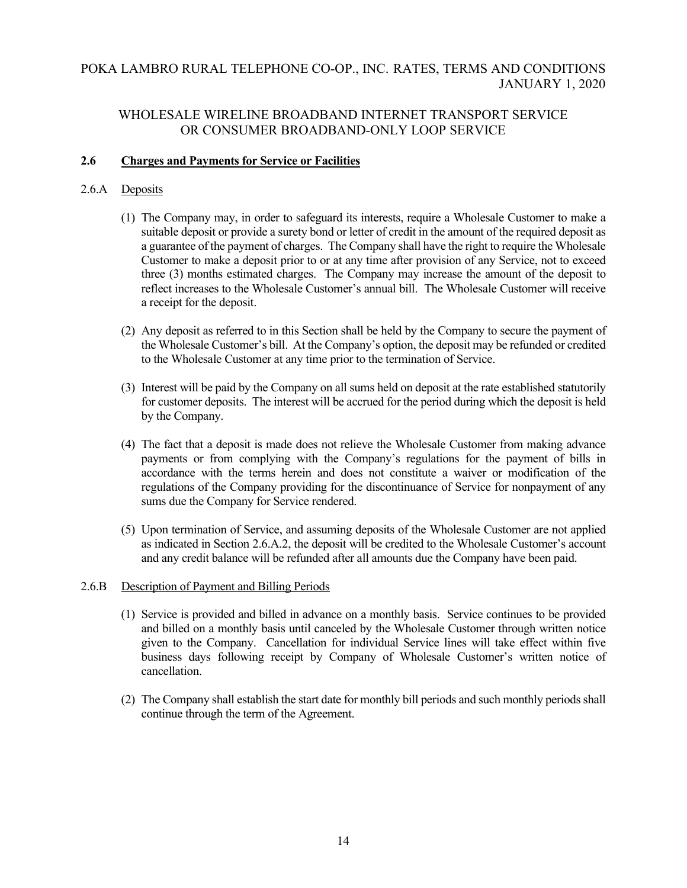## 2.6 Charges and Payments for Service or Facilities

### 2.6.A Deposits

(1) The Company may, in order to safeguard its interests, require a Wholesale Customer to make a suitable deposit or provide a surety bond or letter of credit in the amount of the required deposit as a guarantee of the payment of charges. The Company shall have the right to require the Wholesale Customer to make a deposit prior to or at any time after provision of any Service, not to exceed three (3) months estimated charges. The Company may increase the amount of the deposit to reflect increases to the Wholesale Customer's annual bill. The Wholesale Customer will receive a receipt for the deposit.

(2) Any deposit as referred to in this Section shall be held by the Company to secure the payment of the Wholesale Customer's bill. At the Company's option, the deposit may be refunded or credited to the Wholesale Customer at any time prior to the termination of Service.

(3) Interest will be paid by the Company on all sums held on deposit at the rate established statutorily for customer deposits. The interest will be accrued for the period during which the deposit is held by the Company.

(4) The fact that a deposit is made does not relieve the Wholesale Customer from making advance payments or from complying with the Company's regulations for the payment of bills in accordance with the terms herein and does not constitute a waiver or modification of the regulations of the Company providing for the discontinuance of Service for nonpayment of any sums due the Company for Service rendered.

(5) Upon termination of Service, and assuming deposits of the Wholesale Customer are not applied as indicated in Section 2.6.A.2, the deposit will be credited to the Wholesale Customer's account and any credit balance will be refunded after all amounts due the Company have been paid.

### 2.6.B Description of Payment and Billing Periods

(1) Service is provided and billed in advance on a monthly basis. Service continues to be provided and billed on a monthly basis until canceled by the Wholesale Customer through written notice given to the Company. Cancellation for individual Service lines will take effect within five business days following receipt by Company of Wholesale Customer's written notice of cancellation.

(2) The Company shall establish the start date for monthly bill periods and such monthly periods shall continue through the term of the Agreement.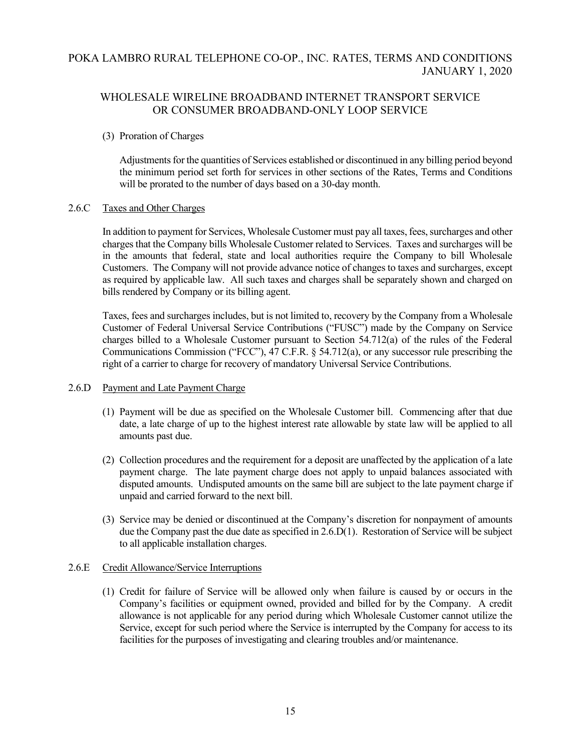(3) Proration of Charges

Adjustments for the quantities of Services established or discontinued in any billing period beyond the minimum period set forth for services in other sections of the Rates, Terms and Conditions will be prorated to the number of days based on a 30-day month.

2.6.C Taxes and Other Charges

In addition to payment for Services, Wholesale Customer must pay all taxes, fees, surcharges and other charges that the Company bills Wholesale Customer related to Services. Taxes and surcharges will be in the amounts that federal, state and local authorities require the Company to bill Wholesale Customers. The Company will not provide advance notice of changes to taxes and surcharges, except as required by applicable law. All such taxes and charges shall be separately shown and charged on bills rendered by Company or its billing agent.

Taxes, fees and surcharges includes, but is not limited to, recovery by the Company from a Wholesale Customer of Federal Universal Service Contributions ("FUSC") made by the Company on Service charges billed to a Wholesale Customer pursuant to Section 54.712(a) of the rules of the Federal Communications Commission ("FCC"), 47 C.F.R. § 54.712(a), or any successor rule prescribing the right of a carrier to charge for recovery of mandatory Universal Service Contributions.

2.6.D Payment and Late Payment Charge

(1) Payment will be due as specified on the Wholesale Customer bill. Commencing after that due date, a late charge of up to the highest interest rate allowable by state law will be applied to all amounts past due.

(2) Collection procedures and the requirement for a deposit are unaffected by the application of a late payment charge. The late payment charge does not apply to unpaid balances associated with disputed amounts. Undisputed amounts on the same bill are subject to the late payment charge if unpaid and carried forward to the next bill.

(3) Service may be denied or discontinued at the Company's discretion for nonpayment of amounts due the Company past the due date as specified in 2.6.D(1). Restoration of Service will be subject to all applicable installation charges.

2.6.E Credit Allowance/Service Interruptions

(1) Credit for failure of Service will be allowed only when failure is caused by or occurs in the Company's facilities or equipment owned, provided and billed for by the Company. A credit allowance is not applicable for any period during which Wholesale Customer cannot utilize the Service, except for such period where the Service is interrupted by the Company for access to its facilities for the purposes of investigating and clearing troubles and/or maintenance.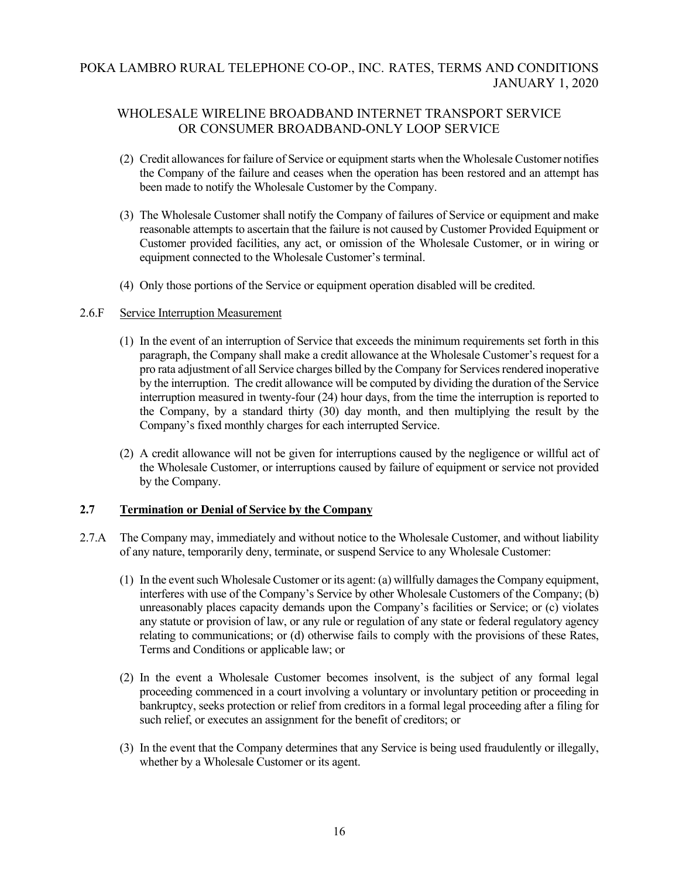(2) Credit allowances for failure of Service or equipment starts when the Wholesale Customer notifies the Company of the failure and ceases when the operation has been restored and an attempt has been made to notify the Wholesale Customer by the Company.

(3) The Wholesale Customer shall notify the Company of failures of Service or equipment and make reasonable attempts to ascertain that the failure is not caused by Customer Provided Equipment or Customer provided facilities, any act, or omission of the Wholesale Customer, or in wiring or equipment connected to the Wholesale Customer's terminal.

(4) Only those portions of the Service or equipment operation disabled will be credited.

2.6.F <u>Service Interruption Measurement</u>

(1) In the event of an interruption of Service that exceeds the minimum requirements set forth in this paragraph, the Company shall make a credit allowance at the Wholesale Customer's request for a pro rata adjustment of all Service charges billed by the Company for Services rendered inoperative by the interruption. The credit allowance will be computed by dividing the duration of the Service interruption measured in twenty-four (24) hour days, from the time the interruption is reported to the Company, by a standard thirty (30) day month, and then multiplying the result by the Company's fixed monthly charges for each interrupted Service.

(2) A credit allowance will not be given for interruptions caused by the negligence or willful act of the Wholesale Customer, or interruptions caused by failure of equipment or service not provided by the Company.

## 2.7 Termination or Denial of Service by the Company

2.7.A The Company may, immediately and without notice to the Wholesale Customer, and without liability of any nature, temporarily deny, terminate, or suspend Service to any Wholesale Customer:

(1) In the event such Wholesale Customer or its agent: (a) willfully damages the Company equipment, interferes with use of the Company's Service by other Wholesale Customers of the Company; (b) unreasonably places capacity demands upon the Company's facilities or Service; or (c) violates any statute or provision of law, or any rule or regulation of any state or federal regulatory agency relating to communications; or (d) otherwise fails to comply with the provisions of these Rates, Terms and Conditions or applicable law; or

(2) In the event a Wholesale Customer becomes insolvent, is the subject of any formal legal proceeding commenced in a court involving a voluntary or involuntary petition or proceeding in bankruptcy, seeks protection or relief from creditors in a formal legal proceeding after a filing for such relief, or executes an assignment for the benefit of creditors; or

(3) In the event that the Company determines that any Service is being used fraudulently or illegally, whether by a Wholesale Customer or its agent.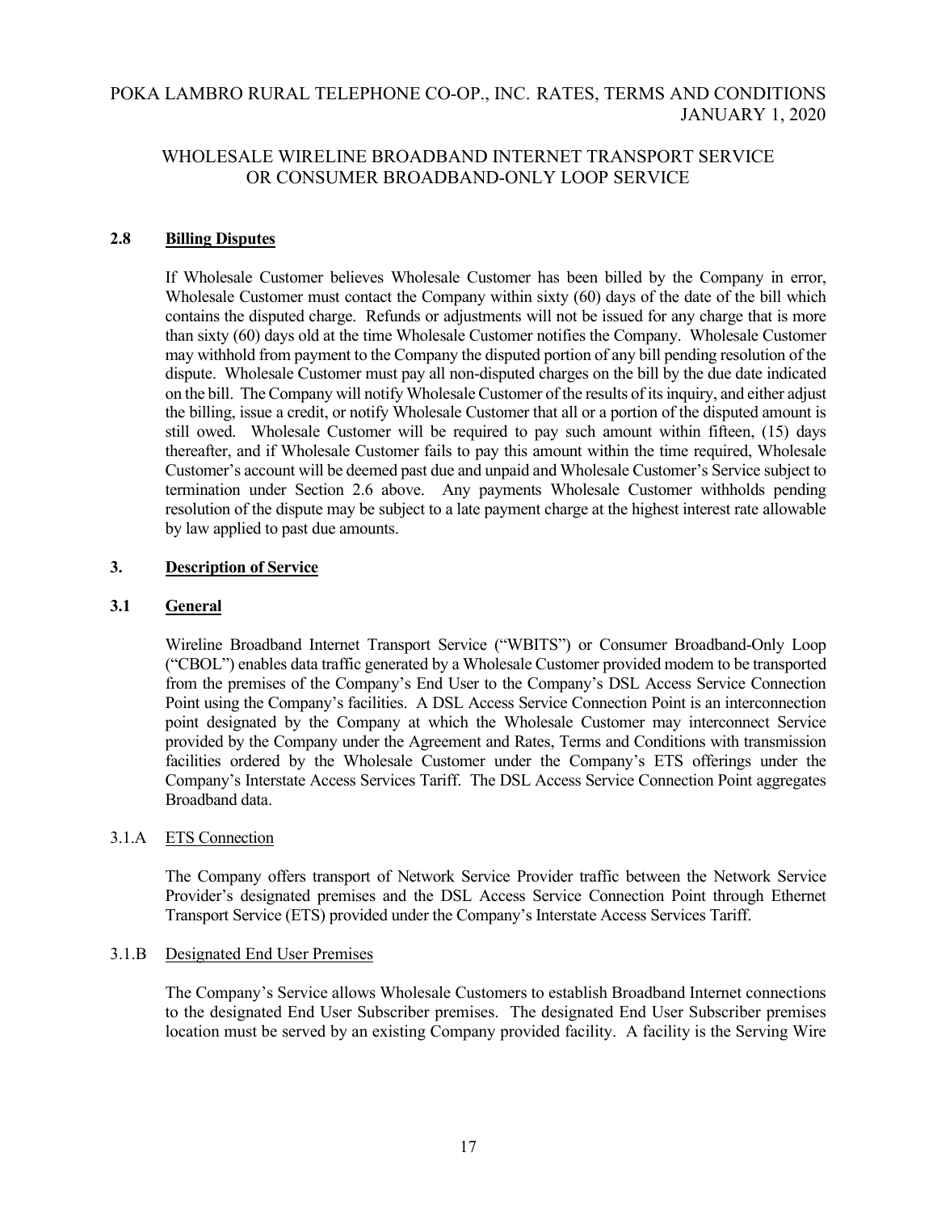### 2.8 Billing Disputes

If Wholesale Customer believes Wholesale Customer has been billed by the Company in error, Wholesale Customer must contact the Company within sixty (60) days of the date of the bill which contains the disputed charge. Refunds or adjustments will not be issued for any charge that is more than sixty (60) days old at the time Wholesale Customer notifies the Company. Wholesale Customer may withhold from payment to the Company the disputed portion of any bill pending resolution of the dispute. Wholesale Customer must pay all non-disputed charges on the bill by the due date indicated on the bill. The Company will notify Wholesale Customer of the results of its inquiry, and either adjust the billing, issue a credit, or notify Wholesale Customer that all or a portion of the disputed amount is still owed. Wholesale Customer will be required to pay such amount within fifteen, (15) days thereafter, and if Wholesale Customer fails to pay this amount within the time required, Wholesale Customer's account will be deemed past due and unpaid and Wholesale Customer's Service subject to termination under Section 2.6 above. Any payments Wholesale Customer withholds pending resolution of the dispute may be subject to a late payment charge at the highest interest rate allowable by law applied to past due amounts.

## 3. Description of Service

### 3.1 General

Wireline Broadband Internet Transport Service ("WBITS") or Consumer Broadband-Only Loop ("CBOL") enables data traffic generated by a Wholesale Customer provided modem to be transported from the premises of the Company's End User to the Company's DSL Access Service Connection Point using the Company's facilities. A DSL Access Service Connection Point is an interconnection point designated by the Company at which the Wholesale Customer may interconnect Service provided by the Company under the Agreement and Rates, Terms and Conditions with transmission facilities ordered by the Wholesale Customer under the Company's ETS offerings under the Company's Interstate Access Services Tariff. The DSL Access Service Connection Point aggregates Broadband data.

#### 3.1.A ETS Connection

The Company offers transport of Network Service Provider traffic between the Network Service Provider's designated premises and the DSL Access Service Connection Point through Ethernet Transport Service (ETS) provided under the Company's Interstate Access Services Tariff.

#### 3.1.B Designated End User Premises

The Company's Service allows Wholesale Customers to establish Broadband Internet connections to the designated End User Subscriber premises. The designated End User Subscriber premises location must be served by an existing Company provided facility. A facility is the Serving Wire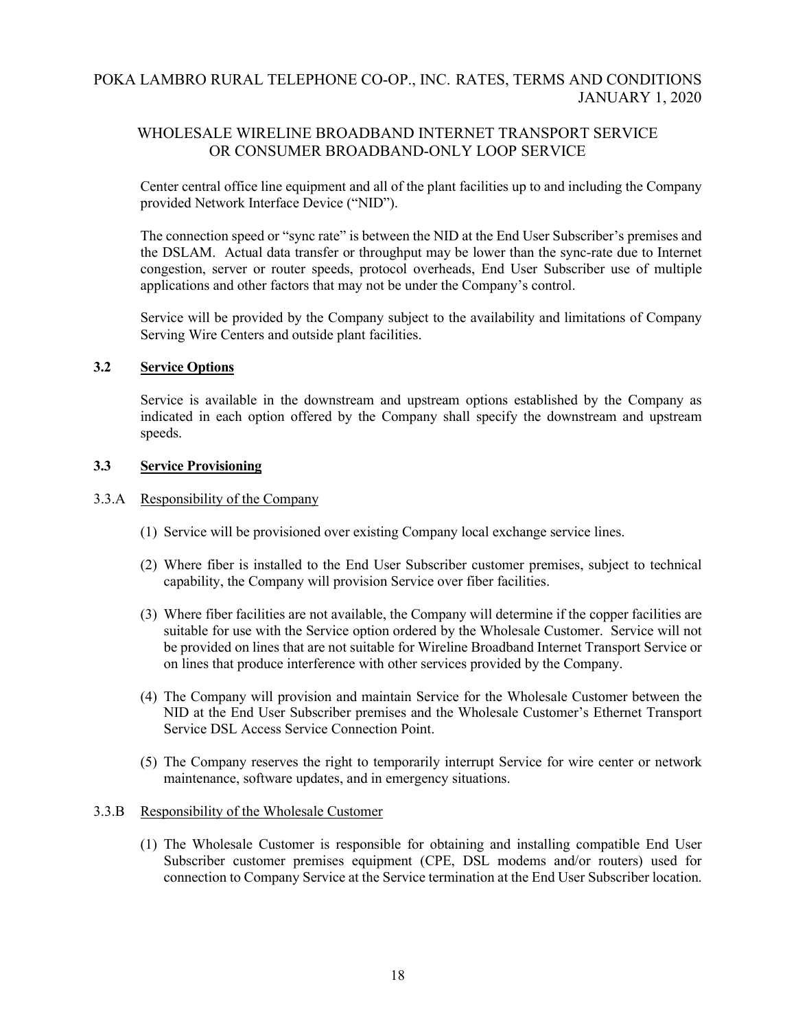Center central office line equipment and all of the plant facilities up to and including the Company provided Network Interface Device ("NID").

The connection speed or "sync rate" is between the NID at the End User Subscriber's premises and the DSLAM. Actual data transfer or throughput may be lower than the sync-rate due to Internet congestion, server or router speeds, protocol overheads, End User Subscriber use of multiple applications and other factors that may not be under the Company's control.

Service will be provided by the Company subject to the availability and limitations of Company Serving Wire Centers and outside plant facilities.

### 3.2 Service Options

Service is available in the downstream and upstream options established by the Company as indicated in each option offered by the Company shall specify the downstream and upstream speeds.

### 3.3 Service Provisioning

#### 3.3.A Responsibility of the Company

(1) Service will be provisioned over existing Company local exchange service lines.

(2) Where fiber is installed to the End User Subscriber customer premises, subject to technical capability, the Company will provision Service over fiber facilities.

(3) Where fiber facilities are not available, the Company will determine if the copper facilities are suitable for use with the Service option ordered by the Wholesale Customer. Service will not be provided on lines that are not suitable for Wireline Broadband Internet Transport Service or on lines that produce interference with other services provided by the Company.

(4) The Company will provision and maintain Service for the Wholesale Customer between the NID at the End User Subscriber premises and the Wholesale Customer's Ethernet Transport Service DSL Access Service Connection Point.

(5) The Company reserves the right to temporarily interrupt Service for wire center or network maintenance, software updates, and in emergency situations.

#### 3.3.B Responsibility of the Wholesale Customer

(1) The Wholesale Customer is responsible for obtaining and installing compatible End User Subscriber customer premises equipment (CPE, DSL modems and/or routers) used for connection to Company Service at the Service termination at the End User Subscriber location.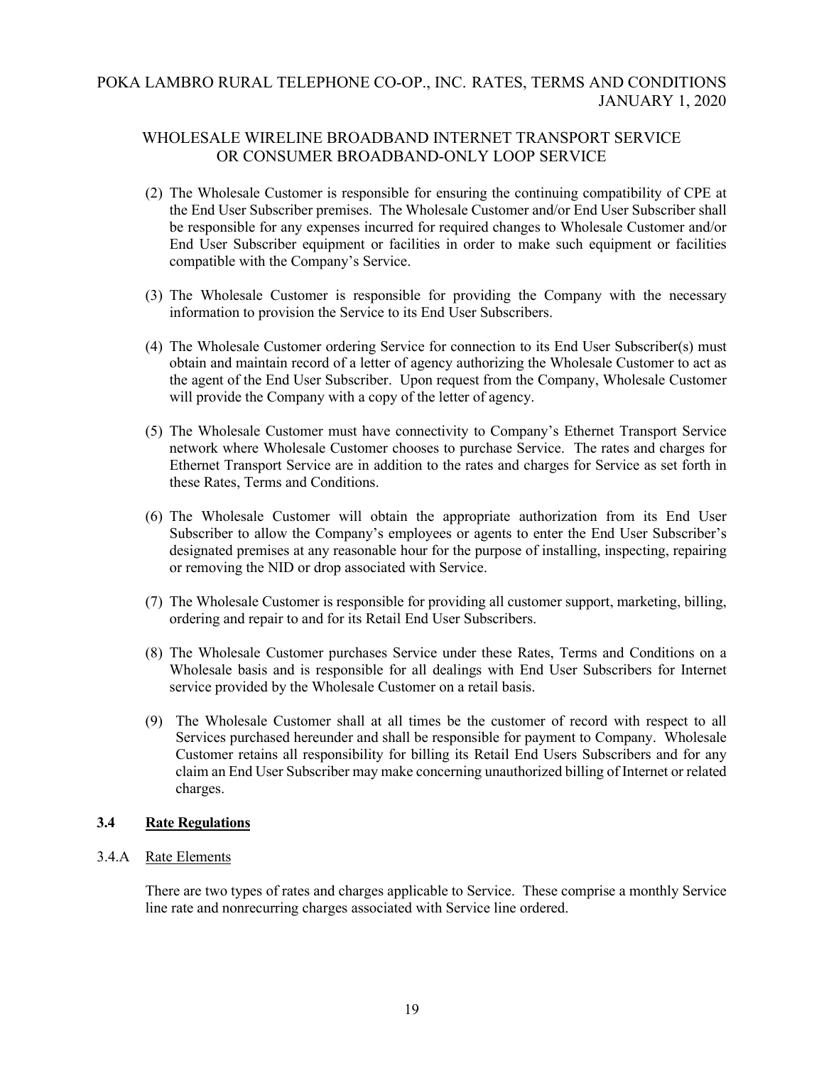(2) The Wholesale Customer is responsible for ensuring the continuing compatibility of CPE at the End User Subscriber premises. The Wholesale Customer and/or End User Subscriber shall be responsible for any expenses incurred for required changes to Wholesale Customer and/or End User Subscriber equipment or facilities in order to make such equipment or facilities compatible with the Company's Service.

(3) The Wholesale Customer is responsible for providing the Company with the necessary information to provision the Service to its End User Subscribers.

(4) The Wholesale Customer ordering Service for connection to its End User Subscriber(s) must obtain and maintain record of a letter of agency authorizing the Wholesale Customer to act as the agent of the End User Subscriber. Upon request from the Company, Wholesale Customer will provide the Company with a copy of the letter of agency.

(5) The Wholesale Customer must have connectivity to Company's Ethernet Transport Service network where Wholesale Customer chooses to purchase Service. The rates and charges for Ethernet Transport Service are in addition to the rates and charges for Service as set forth in these Rates, Terms and Conditions.

(6) The Wholesale Customer will obtain the appropriate authorization from its End User Subscriber to allow the Company's employees or agents to enter the End User Subscriber's designated premises at any reasonable hour for the purpose of installing, inspecting, repairing or removing the NID or drop associated with Service.

(7) The Wholesale Customer is responsible for providing all customer support, marketing, billing, ordering and repair to and for its Retail End User Subscribers.

(8) The Wholesale Customer purchases Service under these Rates, Terms and Conditions on a Wholesale basis and is responsible for all dealings with End User Subscribers for Internet service provided by the Wholesale Customer on a retail basis.

(9) The Wholesale Customer shall at all times be the customer of record with respect to all Services purchased hereunder and shall be responsible for payment to Company. Wholesale Customer retains all responsibility for billing its Retail End Users Subscribers and for any claim an End User Subscriber may make concerning unauthorized billing of Internet or related charges.

## 3.4 Rate Regulations

### 3.4.A Rate Elements

There are two types of rates and charges applicable to Service. These comprise a monthly Service line rate and nonrecurring charges associated with Service line ordered.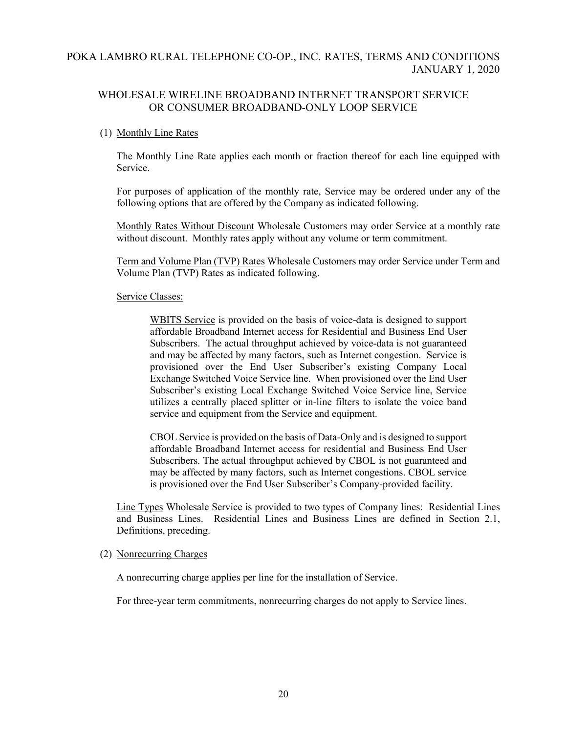# POKA LAMBRO RURAL TELEPHONE CO-OP., INC. RATES, TERMS AND CONDITIONS JANUARY 1, 2020

## WHOLESALE WIRELINE BROADBAND INTERNET TRANSPORT SERVICE OR CONSUMER BROADBAND-ONLY LOOP SERVICE

(1) Monthly Line Rates

The Monthly Line Rate applies each month or fraction thereof for each line equipped with Service.

For purposes of application of the monthly rate, Service may be ordered under any of the following options that are offered by the Company as indicated following.

Monthly Rates Without Discount Wholesale Customers may order Service at a monthly rate without discount. Monthly rates apply without any volume or term commitment.

Term and Volume Plan (TVP) Rates Wholesale Customers may order Service under Term and Volume Plan (TVP) Rates as indicated following.

Service Classes:

> WBITS Service is provided on the basis of voice-data is designed to support affordable Broadband Internet access for Residential and Business End User Subscribers. The actual throughput achieved by voice-data is not guaranteed and may be affected by many factors, such as Internet congestion. Service is provisioned over the End User Subscriber's existing Company Local Exchange Switched Voice Service line. When provisioned over the End User Subscriber's existing Local Exchange Switched Voice Service line, Service utilizes a centrally placed splitter or in-line filters to isolate the voice band service and equipment from the Service and equipment.
>
> CBOL Service is provided on the basis of Data-Only and is designed to support affordable Broadband Internet access for residential and Business End User Subscribers. The actual throughput achieved by CBOL is not guaranteed and may be affected by many factors, such as Internet congestions. CBOL service is provisioned over the End User Subscriber's Company-provided facility.

Line Types Wholesale Service is provided to two types of Company lines: Residential Lines and Business Lines. Residential Lines and Business Lines are defined in Section 2.1, Definitions, preceding.

(2) Nonrecurring Charges

A nonrecurring charge applies per line for the installation of Service.

For three-year term commitments, nonrecurring charges do not apply to Service lines.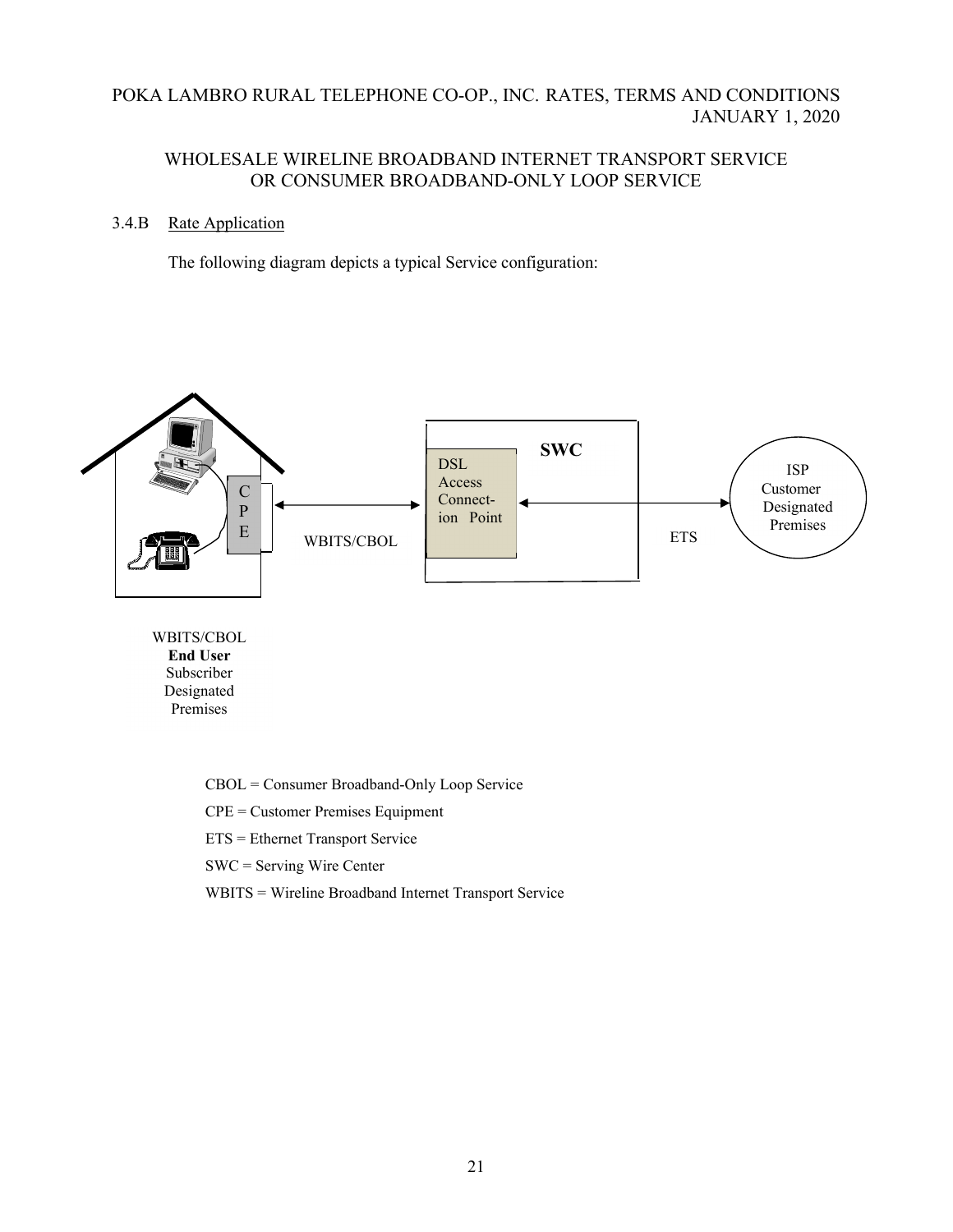POKA LAMBRO RURAL TELEPHONE CO-OP., INC. RATES, TERMS AND CONDITIONS
JANUARY 1, 2020

WHOLESALE WIRELINE BROADBAND INTERNET TRANSPORT SERVICE
OR CONSUMER BROADBAND-ONLY LOOP SERVICE

3.4.B Rate Application

The following diagram depicts a typical Service configuration:

C
P
E

WBITS/CBOL

SWC

DSL
Access
Connect-
ion Point

ETS

ISP
Customer
Designated
Premises

WBITS/CBOL
**End User**
Subscriber
Designated
Premises

CBOL = Consumer Broadband-Only Loop Service

CPE = Customer Premises Equipment

ETS = Ethernet Transport Service

SWC = Serving Wire Center

WBITS = Wireline Broadband Internet Transport Service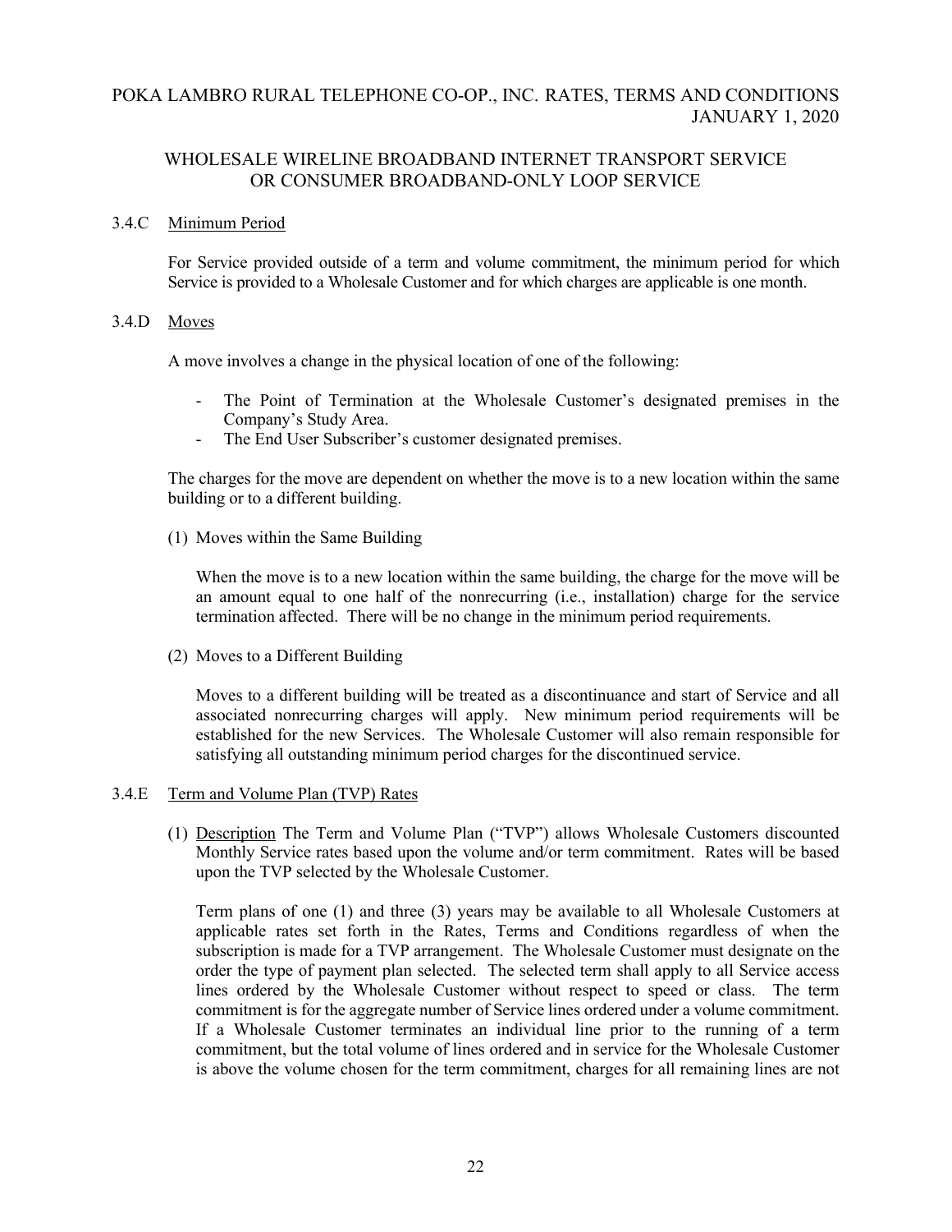3.4.C Minimum Period

For Service provided outside of a term and volume commitment, the minimum period for which Service is provided to a Wholesale Customer and for which charges are applicable is one month.

3.4.D Moves

A move involves a change in the physical location of one of the following:

- The Point of Termination at the Wholesale Customer's designated premises in the Company's Study Area.
- The End User Subscriber's customer designated premises.

The charges for the move are dependent on whether the move is to a new location within the same building or to a different building.

(1) Moves within the Same Building

When the move is to a new location within the same building, the charge for the move will be an amount equal to one half of the nonrecurring (i.e., installation) charge for the service termination affected. There will be no change in the minimum period requirements.

(2) Moves to a Different Building

Moves to a different building will be treated as a discontinuance and start of Service and all associated nonrecurring charges will apply. New minimum period requirements will be established for the new Services. The Wholesale Customer will also remain responsible for satisfying all outstanding minimum period charges for the discontinued service.

3.4.E Term and Volume Plan (TVP) Rates

(1) Description The Term and Volume Plan ("TVP") allows Wholesale Customers discounted Monthly Service rates based upon the volume and/or term commitment. Rates will be based upon the TVP selected by the Wholesale Customer.

Term plans of one (1) and three (3) years may be available to all Wholesale Customers at applicable rates set forth in the Rates, Terms and Conditions regardless of when the subscription is made for a TVP arrangement. The Wholesale Customer must designate on the order the type of payment plan selected. The selected term shall apply to all Service access lines ordered by the Wholesale Customer without respect to speed or class. The term commitment is for the aggregate number of Service lines ordered under a volume commitment. If a Wholesale Customer terminates an individual line prior to the running of a term commitment, but the total volume of lines ordered and in service for the Wholesale Customer is above the volume chosen for the term commitment, charges for all remaining lines are not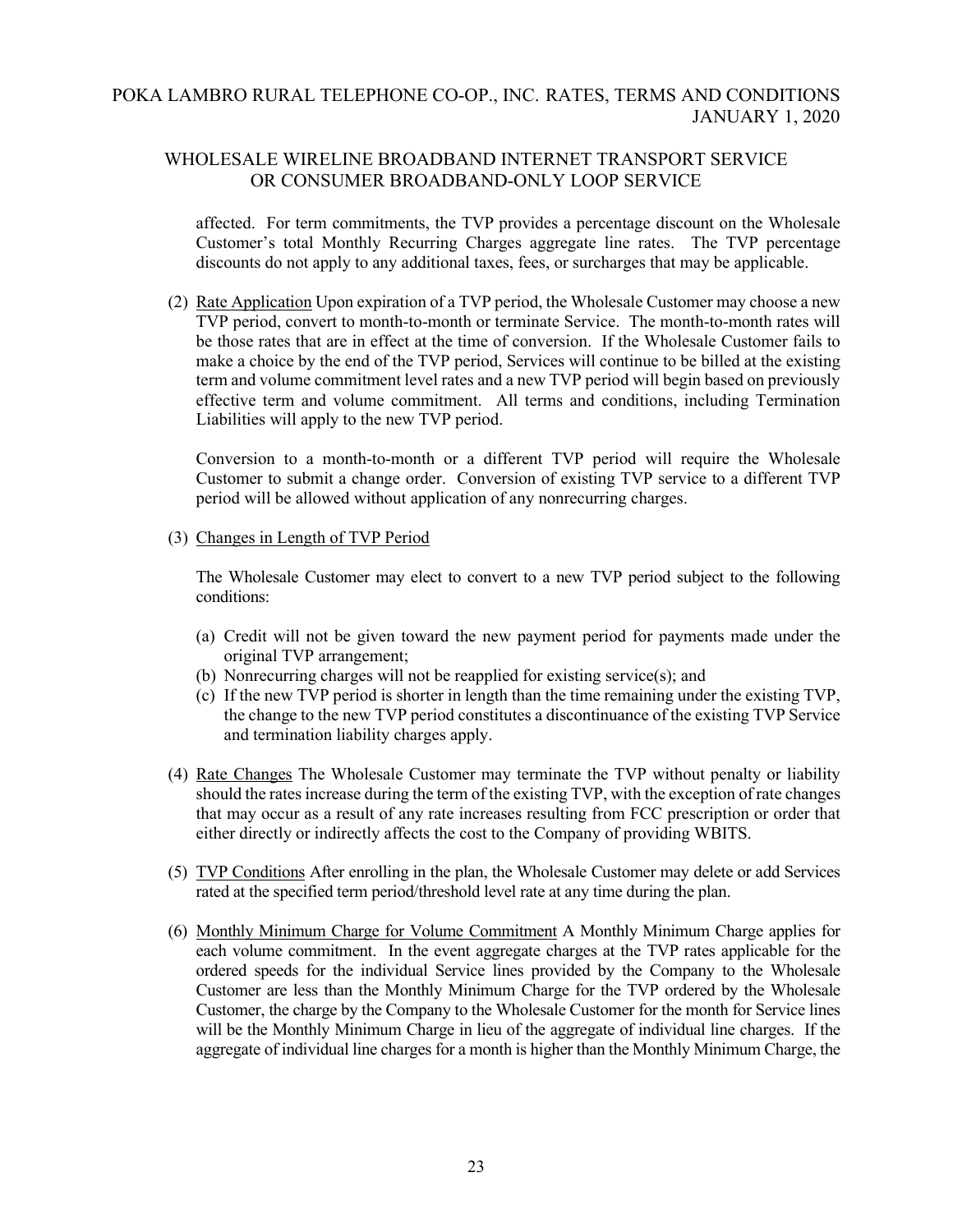affected. For term commitments, the TVP provides a percentage discount on the Wholesale Customer's total Monthly Recurring Charges aggregate line rates. The TVP percentage discounts do not apply to any additional taxes, fees, or surcharges that may be applicable.

(2) Rate Application Upon expiration of a TVP period, the Wholesale Customer may choose a new TVP period, convert to month-to-month or terminate Service. The month-to-month rates will be those rates that are in effect at the time of conversion. If the Wholesale Customer fails to make a choice by the end of the TVP period, Services will continue to be billed at the existing term and volume commitment level rates and a new TVP period will begin based on previously effective term and volume commitment. All terms and conditions, including Termination Liabilities will apply to the new TVP period.

Conversion to a month-to-month or a different TVP period will require the Wholesale Customer to submit a change order. Conversion of existing TVP service to a different TVP period will be allowed without application of any nonrecurring charges.

(3) Changes in Length of TVP Period

The Wholesale Customer may elect to convert to a new TVP period subject to the following conditions:

(a) Credit will not be given toward the new payment period for payments made under the original TVP arrangement;
(b) Nonrecurring charges will not be reapplied for existing service(s); and
(c) If the new TVP period is shorter in length than the time remaining under the existing TVP, the change to the new TVP period constitutes a discontinuance of the existing TVP Service and termination liability charges apply.

(4) Rate Changes The Wholesale Customer may terminate the TVP without penalty or liability should the rates increase during the term of the existing TVP, with the exception of rate changes that may occur as a result of any rate increases resulting from FCC prescription or order that either directly or indirectly affects the cost to the Company of providing WBITS.

(5) TVP Conditions After enrolling in the plan, the Wholesale Customer may delete or add Services rated at the specified term period/threshold level rate at any time during the plan.

(6) Monthly Minimum Charge for Volume Commitment A Monthly Minimum Charge applies for each volume commitment. In the event aggregate charges at the TVP rates applicable for the ordered speeds for the individual Service lines provided by the Company to the Wholesale Customer are less than the Monthly Minimum Charge for the TVP ordered by the Wholesale Customer, the charge by the Company to the Wholesale Customer for the month for Service lines will be the Monthly Minimum Charge in lieu of the aggregate of individual line charges. If the aggregate of individual line charges for a month is higher than the Monthly Minimum Charge, the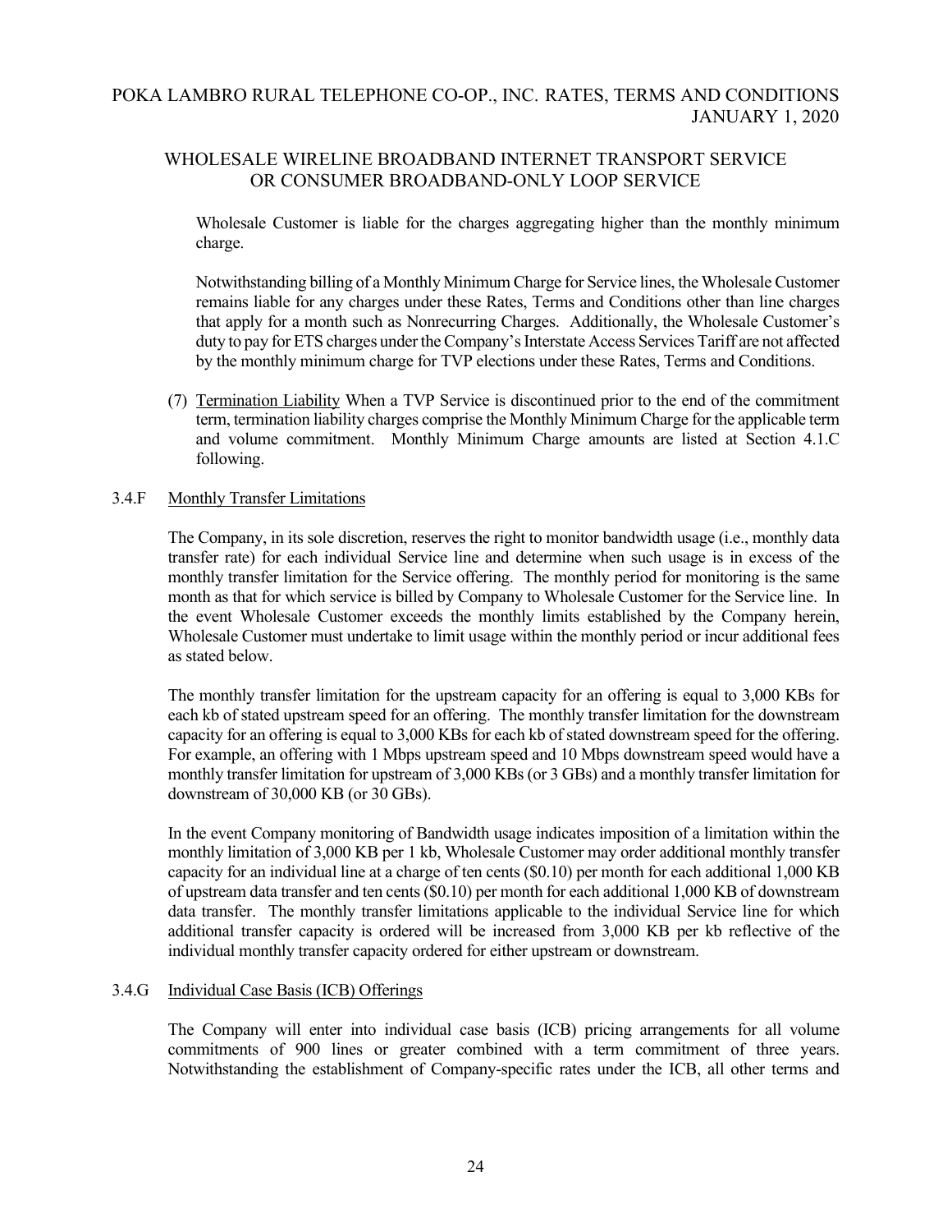Wholesale Customer is liable for the charges aggregating higher than the monthly minimum charge.

Notwithstanding billing of a Monthly Minimum Charge for Service lines, the Wholesale Customer remains liable for any charges under these Rates, Terms and Conditions other than line charges that apply for a month such as Nonrecurring Charges. Additionally, the Wholesale Customer's duty to pay for ETS charges under the Company's Interstate Access Services Tariff are not affected by the monthly minimum charge for TVP elections under these Rates, Terms and Conditions.

(7) Termination Liability When a TVP Service is discontinued prior to the end of the commitment term, termination liability charges comprise the Monthly Minimum Charge for the applicable term and volume commitment. Monthly Minimum Charge amounts are listed at Section 4.1.C following.

### 3.4.F Monthly Transfer Limitations

The Company, in its sole discretion, reserves the right to monitor bandwidth usage (i.e., monthly data transfer rate) for each individual Service line and determine when such usage is in excess of the monthly transfer limitation for the Service offering. The monthly period for monitoring is the same month as that for which service is billed by Company to Wholesale Customer for the Service line. In the event Wholesale Customer exceeds the monthly limits established by the Company herein, Wholesale Customer must undertake to limit usage within the monthly period or incur additional fees as stated below.

The monthly transfer limitation for the upstream capacity for an offering is equal to 3,000 KBs for each kb of stated upstream speed for an offering. The monthly transfer limitation for the downstream capacity for an offering is equal to 3,000 KBs for each kb of stated downstream speed for the offering. For example, an offering with 1 Mbps upstream speed and 10 Mbps downstream speed would have a monthly transfer limitation for upstream of 3,000 KBs (or 3 GBs) and a monthly transfer limitation for downstream of 30,000 KB (or 30 GBs).

In the event Company monitoring of Bandwidth usage indicates imposition of a limitation within the monthly limitation of 3,000 KB per 1 kb, Wholesale Customer may order additional monthly transfer capacity for an individual line at a charge of ten cents ($0.10) per month for each additional 1,000 KB of upstream data transfer and ten cents ($0.10) per month for each additional 1,000 KB of downstream data transfer. The monthly transfer limitations applicable to the individual Service line for which additional transfer capacity is ordered will be increased from 3,000 KB per kb reflective of the individual monthly transfer capacity ordered for either upstream or downstream.

### 3.4.G Individual Case Basis (ICB) Offerings

The Company will enter into individual case basis (ICB) pricing arrangements for all volume commitments of 900 lines or greater combined with a term commitment of three years. Notwithstanding the establishment of Company-specific rates under the ICB, all other terms and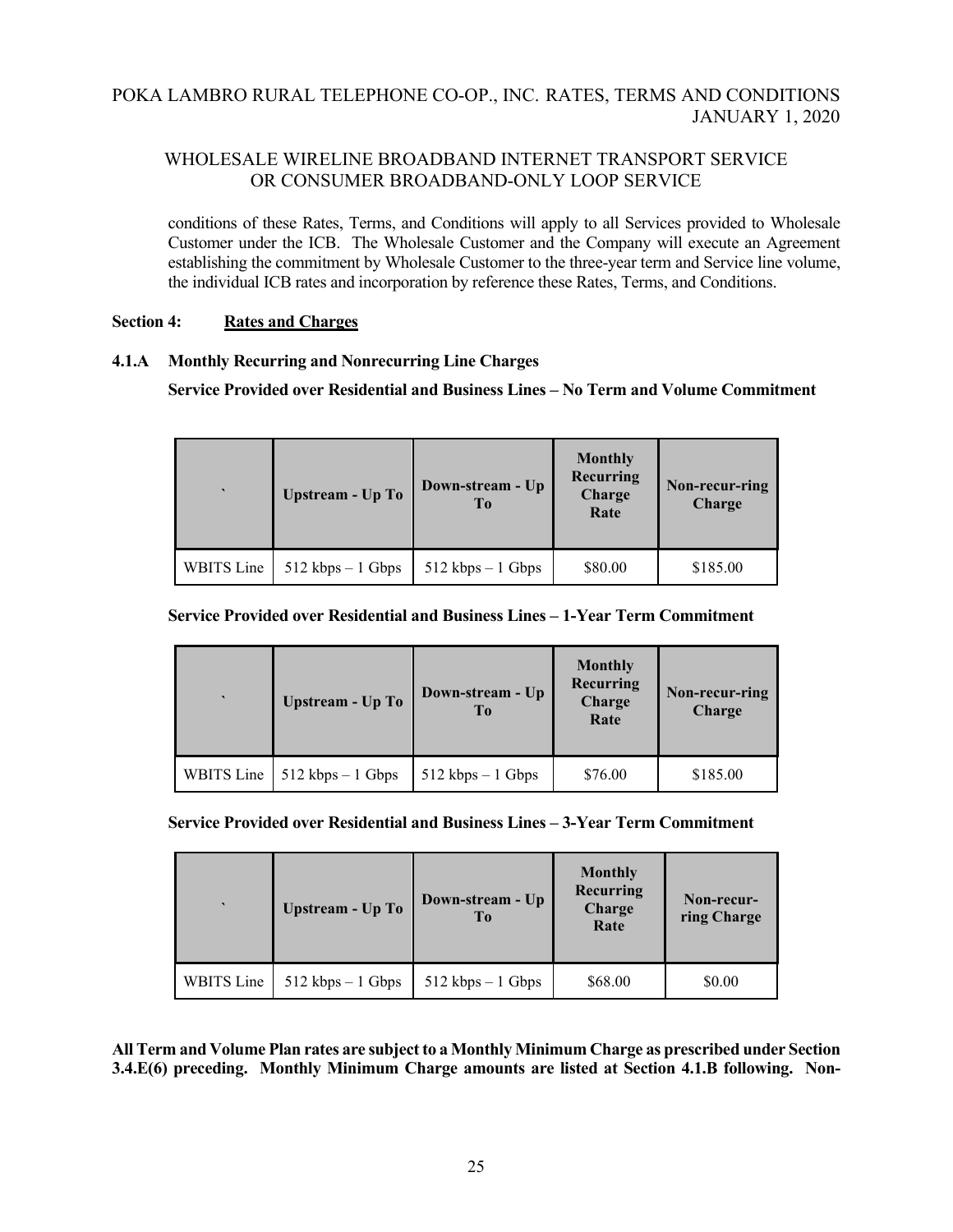conditions of these Rates, Terms, and Conditions will apply to all Services provided to Wholesale Customer under the ICB. The Wholesale Customer and the Company will execute an Agreement establishing the commitment by Wholesale Customer to the three-year term and Service line volume, the individual ICB rates and incorporation by reference these Rates, Terms, and Conditions.

**Section 4: <u>Rates and Charges</u>**

**4.1.A Monthly Recurring and Nonrecurring Line Charges**

**Service Provided over Residential and Business Lines – No Term and Volume Commitment**

| ` | Upstream - Up To | Down-stream - Up To | Monthly Recurring Charge Rate | Non-recur-ring Charge |
|---|---|---|---|---|
| WBITS Line | 512 kbps – 1 Gbps | 512 kbps – 1 Gbps | $80.00 | $185.00 |

**Service Provided over Residential and Business Lines – 1-Year Term Commitment**

| ` | Upstream - Up To | Down-stream - Up To | Monthly Recurring Charge Rate | Non-recur-ring Charge |
|---|---|---|---|---|
| WBITS Line | 512 kbps – 1 Gbps | 512 kbps – 1 Gbps | $76.00 | $185.00 |

**Service Provided over Residential and Business Lines – 3-Year Term Commitment**

| ` | Upstream - Up To | Down-stream - Up To | Monthly Recurring Charge Rate | Non-recur-ring Charge |
|---|---|---|---|---|
| WBITS Line | 512 kbps – 1 Gbps | 512 kbps – 1 Gbps | $68.00 | $0.00 |

**All Term and Volume Plan rates are subject to a Monthly Minimum Charge as prescribed under Section 3.4.E(6) preceding. Monthly Minimum Charge amounts are listed at Section 4.1.B following. Non-**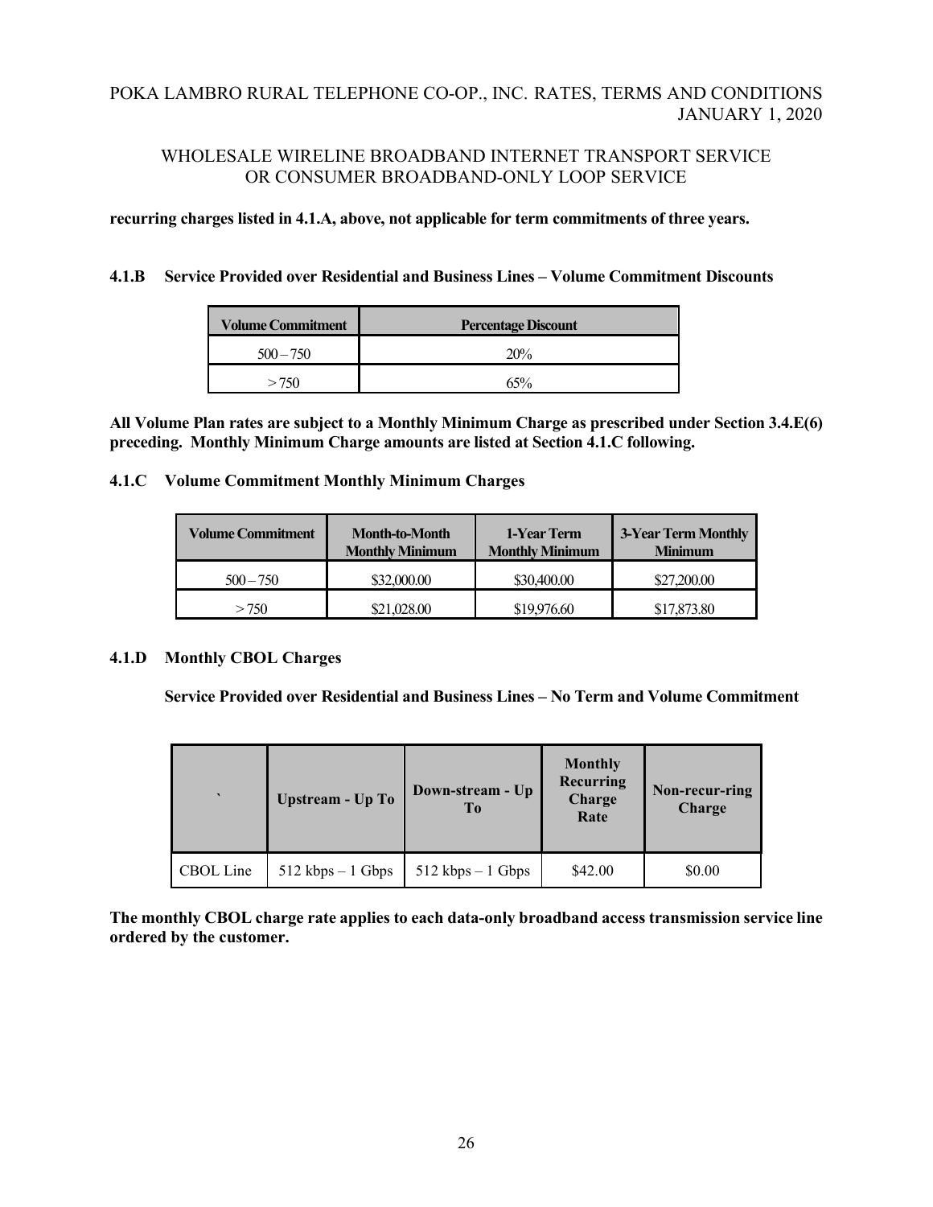**recurring charges listed in 4.1.A, above, not applicable for term commitments of three years.**

### 4.1.B Service Provided over Residential and Business Lines – Volume Commitment Discounts

| Volume Commitment | Percentage Discount |
|---|---|
| 500 – 750 | 20% |
| > 750 | 65% |

**All Volume Plan rates are subject to a Monthly Minimum Charge as prescribed under Section 3.4.E(6) preceding. Monthly Minimum Charge amounts are listed at Section 4.1.C following.**

### 4.1.C Volume Commitment Monthly Minimum Charges

| Volume Commitment | Month-to-Month Monthly Minimum | 1-Year Term Monthly Minimum | 3-Year Term Monthly Minimum |
|---|---|---|---|
| 500 – 750 | $32,000.00 | $30,400.00 | $27,200.00 |
| > 750 | $21,028.00 | $19,976.60 | $17,873.80 |

### 4.1.D Monthly CBOL Charges

**Service Provided over Residential and Business Lines – No Term and Volume Commitment**

| ` | Upstream - Up To | Down-stream - Up To | Monthly Recurring Charge Rate | Non-recur-ring Charge |
|---|---|---|---|---|
| CBOL Line | 512 kbps – 1 Gbps | 512 kbps – 1 Gbps | $42.00 | $0.00 |

**The monthly CBOL charge rate applies to each data-only broadband access transmission service line ordered by the customer.**